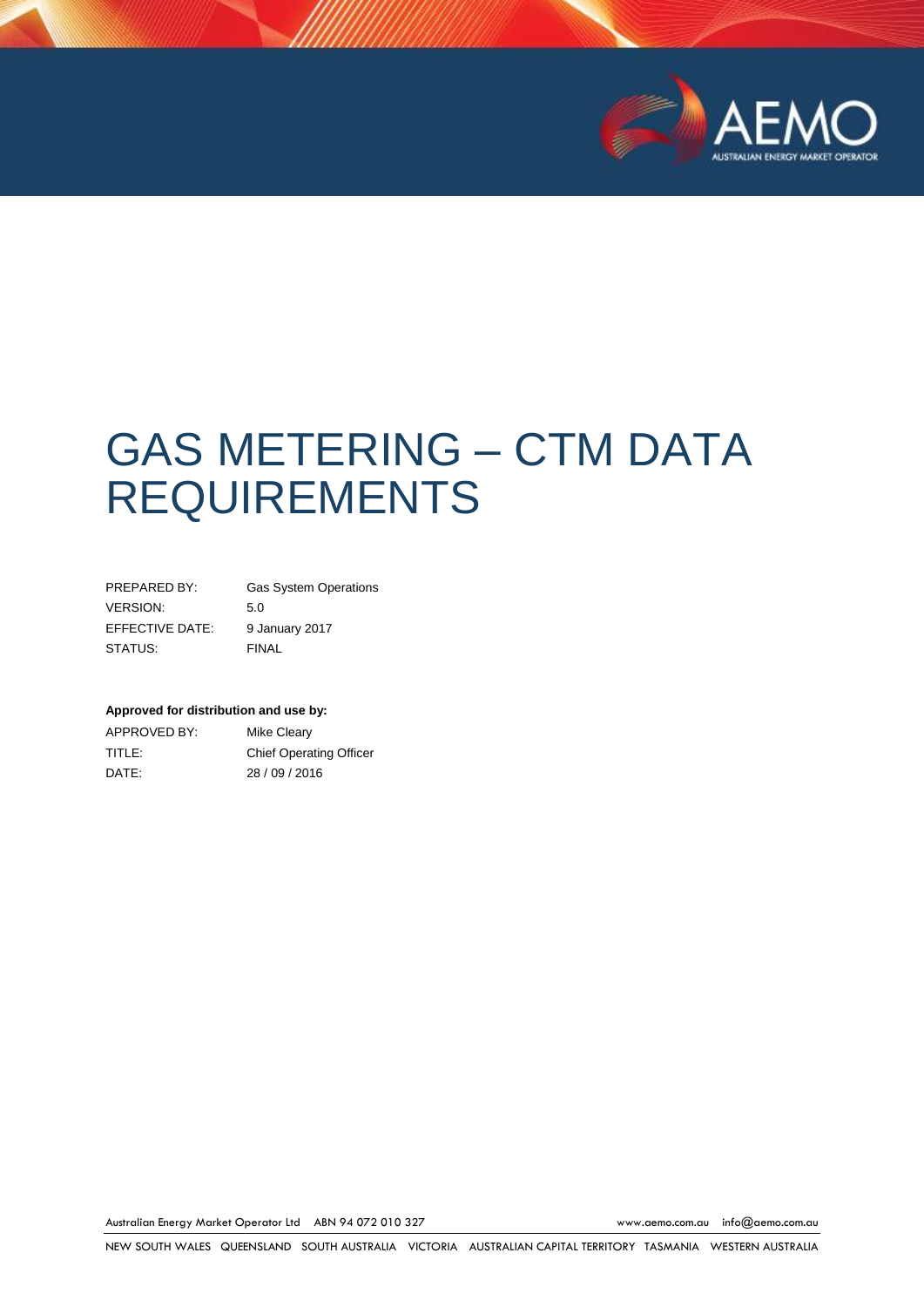# GAS METERING – CTM DATA REQUIREMENTS

| | |
|---|---|
| PREPARED BY: | Gas System Operations |
| VERSION: | 5.0 |
| EFFECTIVE DATE: | 9 January 2017 |
| STATUS: | FINAL |

**Approved for distribution and use by:**

| | |
|---|---|
| APPROVED BY: | Mike Cleary |
| TITLE: | Chief Operating Officer |
| DATE: | 28 / 09 / 2016 |

Australian Energy Market Operator Ltd ABN 94 072 010 327 www.aemo.com.au info@aemo.com.au

NEW SOUTH WALES QUEENSLAND SOUTH AUSTRALIA VICTORIA AUSTRALIAN CAPITAL TERRITORY TASMANIA WESTERN AUSTRALIA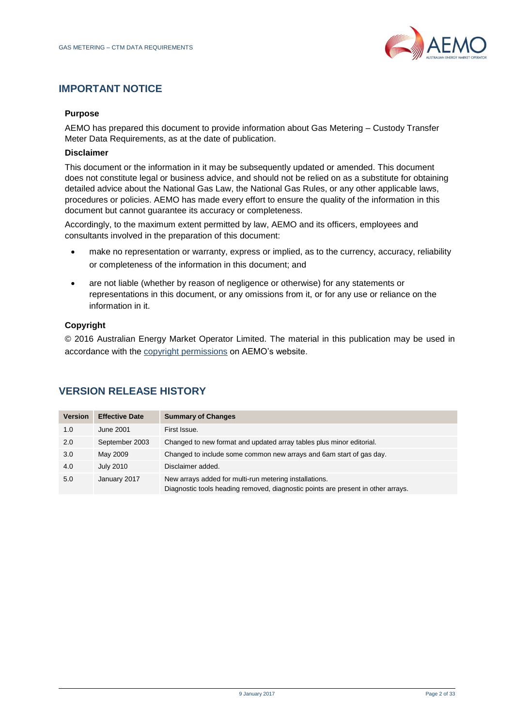## IMPORTANT NOTICE

### Purpose

AEMO has prepared this document to provide information about Gas Metering – Custody Transfer Meter Data Requirements, as at the date of publication.

### Disclaimer

This document or the information in it may be subsequently updated or amended. This document does not constitute legal or business advice, and should not be relied on as a substitute for obtaining detailed advice about the National Gas Law, the National Gas Rules, or any other applicable laws, procedures or policies. AEMO has made every effort to ensure the quality of the information in this document but cannot guarantee its accuracy or completeness.

Accordingly, to the maximum extent permitted by law, AEMO and its officers, employees and consultants involved in the preparation of this document:

- make no representation or warranty, express or implied, as to the currency, accuracy, reliability or completeness of the information in this document; and
- are not liable (whether by reason of negligence or otherwise) for any statements or representations in this document, or any omissions from it, or for any use or reliance on the information in it.

### Copyright

© 2016 Australian Energy Market Operator Limited. The material in this publication may be used in accordance with the copyright permissions on AEMO's website.

## VERSION RELEASE HISTORY

| Version | Effective Date | Summary of Changes |
|---|---|---|
| 1.0 | June 2001 | First Issue. |
| 2.0 | September 2003 | Changed to new format and updated array tables plus minor editorial. |
| 3.0 | May 2009 | Changed to include some common new arrays and 6am start of gas day. |
| 4.0 | July 2010 | Disclaimer added. |
| 5.0 | January 2017 | New arrays added for multi-run metering installations.<br>Diagnostic tools heading removed, diagnostic points are present in other arrays. |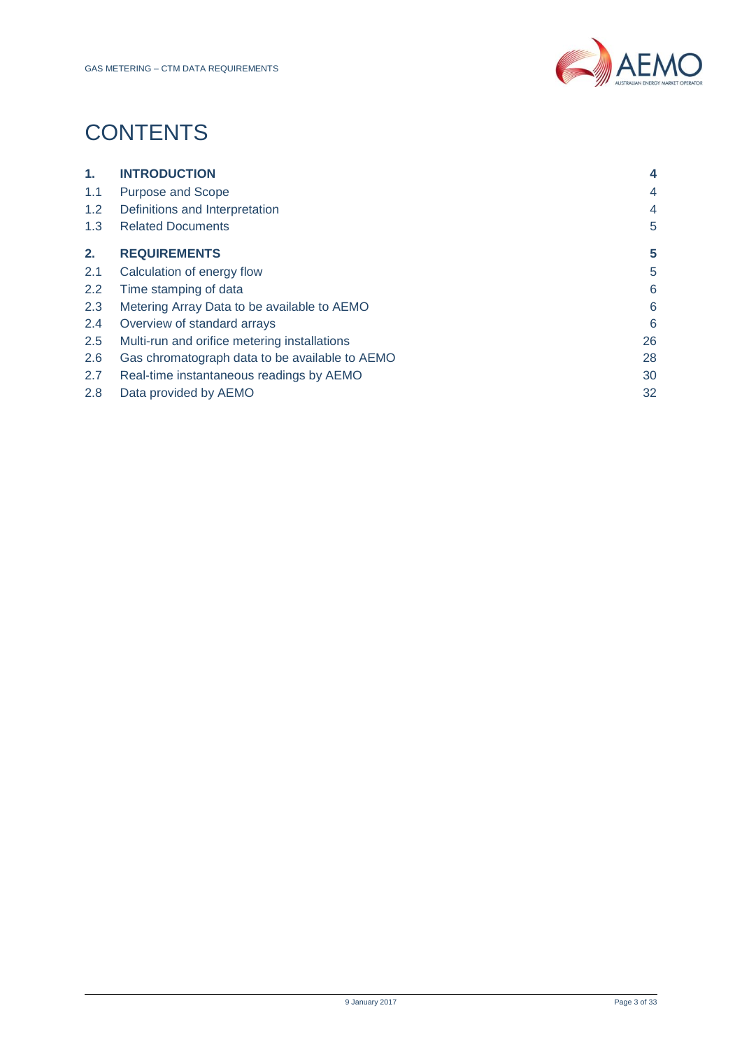# CONTENTS

| | | |
|---|---|---|
| **1.** | **INTRODUCTION** | **4** |
| 1.1 | Purpose and Scope | 4 |
| 1.2 | Definitions and Interpretation | 4 |
| 1.3 | Related Documents | 5 |
| **2.** | **REQUIREMENTS** | **5** |
| 2.1 | Calculation of energy flow | 5 |
| 2.2 | Time stamping of data | 6 |
| 2.3 | Metering Array Data to be available to AEMO | 6 |
| 2.4 | Overview of standard arrays | 6 |
| 2.5 | Multi-run and orifice metering installations | 26 |
| 2.6 | Gas chromatograph data to be available to AEMO | 28 |
| 2.7 | Real-time instantaneous readings by AEMO | 30 |
| 2.8 | Data provided by AEMO | 32 |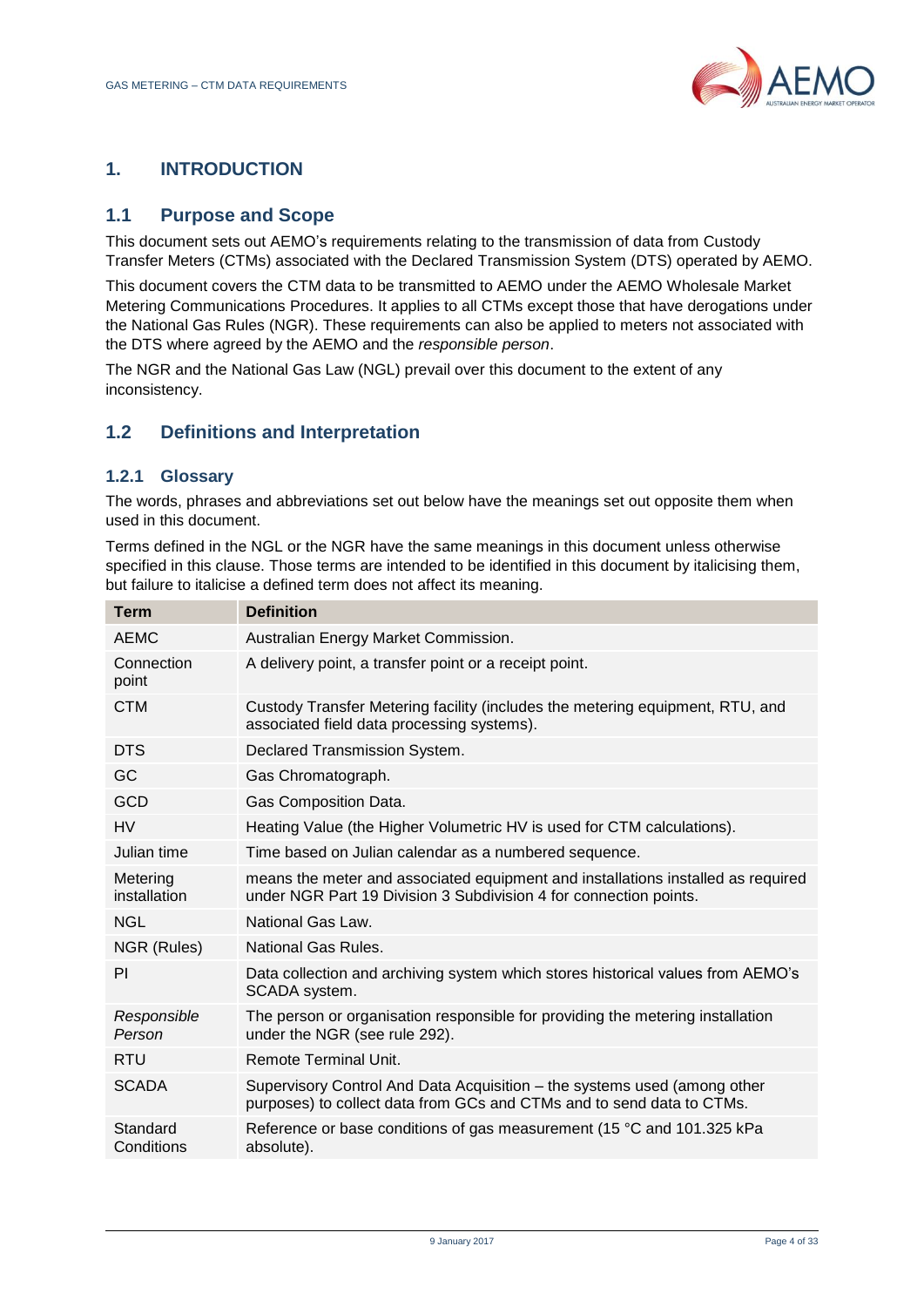# 1. INTRODUCTION

## 1.1 Purpose and Scope

This document sets out AEMO's requirements relating to the transmission of data from Custody Transfer Meters (CTMs) associated with the Declared Transmission System (DTS) operated by AEMO.

This document covers the CTM data to be transmitted to AEMO under the AEMO Wholesale Market Metering Communications Procedures. It applies to all CTMs except those that have derogations under the National Gas Rules (NGR). These requirements can also be applied to meters not associated with the DTS where agreed by the AEMO and the *responsible person*.

The NGR and the National Gas Law (NGL) prevail over this document to the extent of any inconsistency.

## 1.2 Definitions and Interpretation

### 1.2.1 Glossary

The words, phrases and abbreviations set out below have the meanings set out opposite them when used in this document.

Terms defined in the NGL or the NGR have the same meanings in this document unless otherwise specified in this clause. Those terms are intended to be identified in this document by italicising them, but failure to italicise a defined term does not affect its meaning.

| Term | Definition |
|---|---|
| AEMC | Australian Energy Market Commission. |
| Connection point | A delivery point, a transfer point or a receipt point. |
| CTM | Custody Transfer Metering facility (includes the metering equipment, RTU, and associated field data processing systems). |
| DTS | Declared Transmission System. |
| GC | Gas Chromatograph. |
| GCD | Gas Composition Data. |
| HV | Heating Value (the Higher Volumetric HV is used for CTM calculations). |
| Julian time | Time based on Julian calendar as a numbered sequence. |
| Metering installation | means the meter and associated equipment and installations installed as required under NGR Part 19 Division 3 Subdivision 4 for connection points. |
| NGL | National Gas Law. |
| NGR (Rules) | National Gas Rules. |
| PI | Data collection and archiving system which stores historical values from AEMO's SCADA system. |
| *Responsible Person* | The person or organisation responsible for providing the metering installation under the NGR (see rule 292). |
| RTU | Remote Terminal Unit. |
| SCADA | Supervisory Control And Data Acquisition – the systems used (among other purposes) to collect data from GCs and CTMs and to send data to CTMs. |
| Standard Conditions | Reference or base conditions of gas measurement (15 °C and 101.325 kPa absolute). |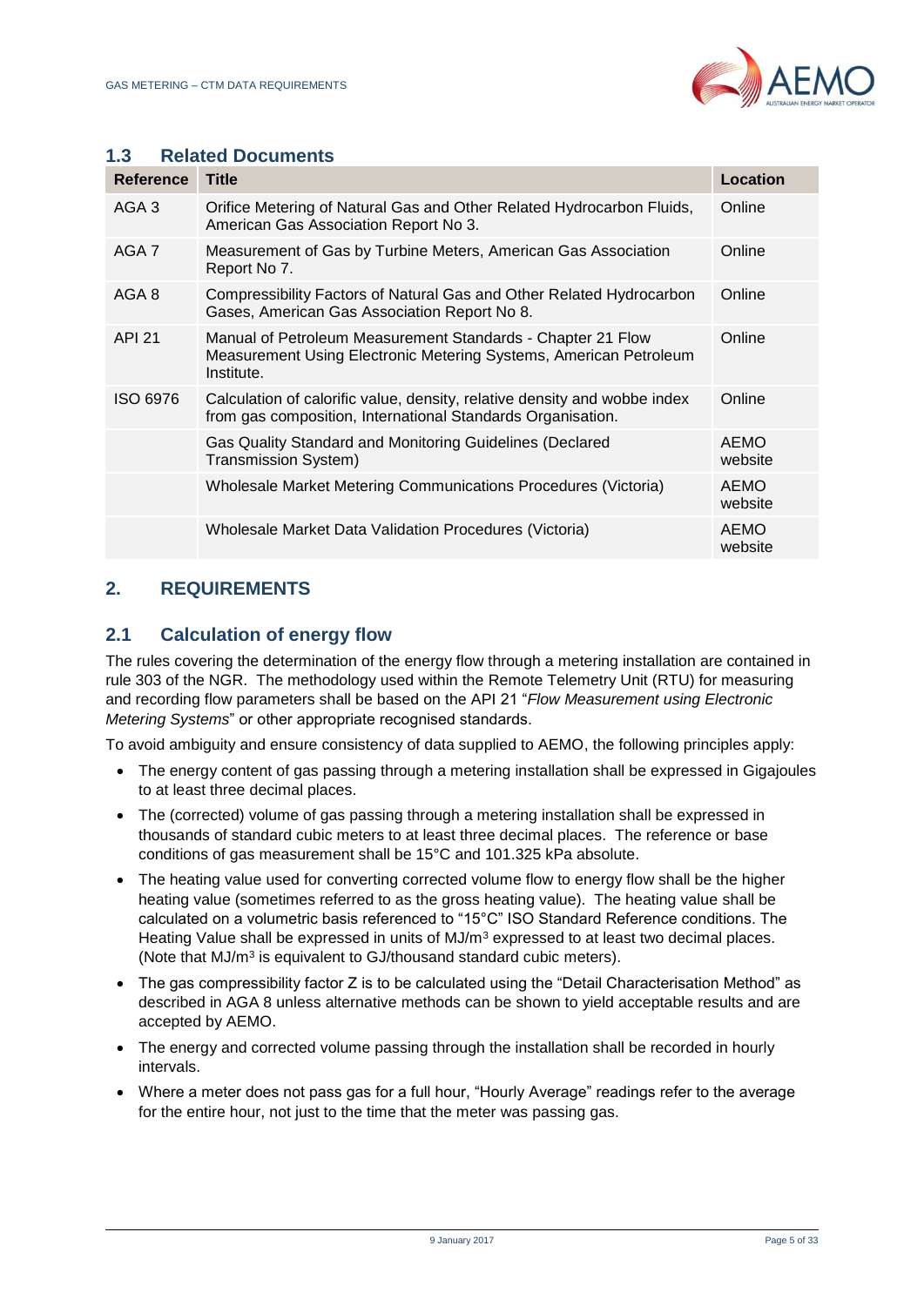## 1.3 Related Documents

| Reference | Title | Location |
|---|---|---|
| AGA 3 | Orifice Metering of Natural Gas and Other Related Hydrocarbon Fluids, American Gas Association Report No 3. | Online |
| AGA 7 | Measurement of Gas by Turbine Meters, American Gas Association Report No 7. | Online |
| AGA 8 | Compressibility Factors of Natural Gas and Other Related Hydrocarbon Gases, American Gas Association Report No 8. | Online |
| API 21 | Manual of Petroleum Measurement Standards - Chapter 21 Flow Measurement Using Electronic Metering Systems, American Petroleum Institute. | Online |
| ISO 6976 | Calculation of calorific value, density, relative density and wobbe index from gas composition, International Standards Organisation. | Online |
| | Gas Quality Standard and Monitoring Guidelines (Declared Transmission System) | AEMO website |
| | Wholesale Market Metering Communications Procedures (Victoria) | AEMO website |
| | Wholesale Market Data Validation Procedures (Victoria) | AEMO website |

# 2. REQUIREMENTS

## 2.1 Calculation of energy flow

The rules covering the determination of the energy flow through a metering installation are contained in rule 303 of the NGR. The methodology used within the Remote Telemetry Unit (RTU) for measuring and recording flow parameters shall be based on the API 21 "*Flow Measurement using Electronic Metering Systems*" or other appropriate recognised standards.

To avoid ambiguity and ensure consistency of data supplied to AEMO, the following principles apply:

- The energy content of gas passing through a metering installation shall be expressed in Gigajoules to at least three decimal places.
- The (corrected) volume of gas passing through a metering installation shall be expressed in thousands of standard cubic meters to at least three decimal places. The reference or base conditions of gas measurement shall be 15°C and 101.325 kPa absolute.
- The heating value used for converting corrected volume flow to energy flow shall be the higher heating value (sometimes referred to as the gross heating value). The heating value shall be calculated on a volumetric basis referenced to "15°C" ISO Standard Reference conditions. The Heating Value shall be expressed in units of MJ/$m^3$ expressed to at least two decimal places. (Note that MJ/$m^3$ is equivalent to GJ/thousand standard cubic meters).
- The gas compressibility factor Z is to be calculated using the "Detail Characterisation Method" as described in AGA 8 unless alternative methods can be shown to yield acceptable results and are accepted by AEMO.
- The energy and corrected volume passing through the installation shall be recorded in hourly intervals.
- Where a meter does not pass gas for a full hour, "Hourly Average" readings refer to the average for the entire hour, not just to the time that the meter was passing gas.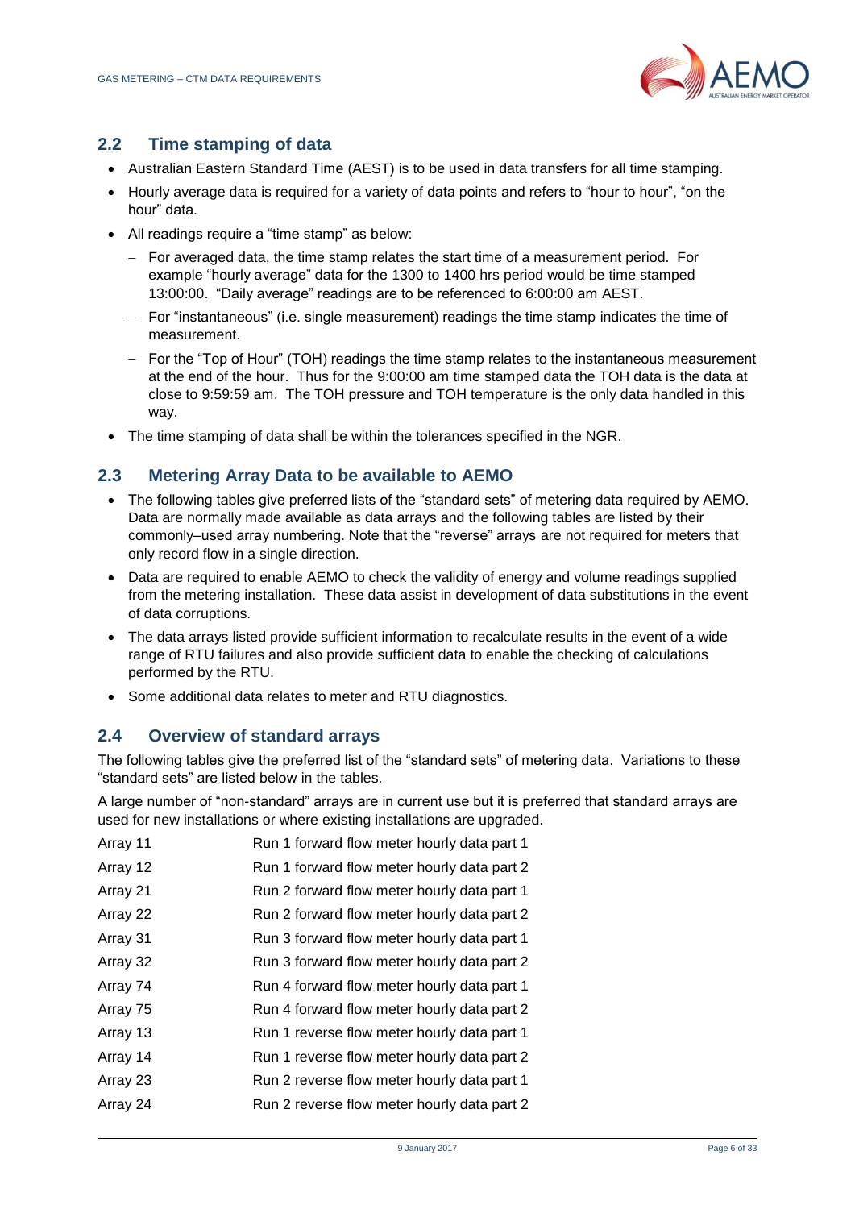## 2.2 Time stamping of data

- Australian Eastern Standard Time (AEST) is to be used in data transfers for all time stamping.
- Hourly average data is required for a variety of data points and refers to "hour to hour", "on the hour" data.
- All readings require a "time stamp" as below:
  - For averaged data, the time stamp relates the start time of a measurement period. For example "hourly average" data for the 1300 to 1400 hrs period would be time stamped 13:00:00. "Daily average" readings are to be referenced to 6:00:00 am AEST.
  - For "instantaneous" (i.e. single measurement) readings the time stamp indicates the time of measurement.
  - For the "Top of Hour" (TOH) readings the time stamp relates to the instantaneous measurement at the end of the hour. Thus for the 9:00:00 am time stamped data the TOH data is the data at close to 9:59:59 am. The TOH pressure and TOH temperature is the only data handled in this way.
- The time stamping of data shall be within the tolerances specified in the NGR.

## 2.3 Metering Array Data to be available to AEMO

- The following tables give preferred lists of the "standard sets" of metering data required by AEMO. Data are normally made available as data arrays and the following tables are listed by their commonly–used array numbering. Note that the "reverse" arrays are not required for meters that only record flow in a single direction.
- Data are required to enable AEMO to check the validity of energy and volume readings supplied from the metering installation. These data assist in development of data substitutions in the event of data corruptions.
- The data arrays listed provide sufficient information to recalculate results in the event of a wide range of RTU failures and also provide sufficient data to enable the checking of calculations performed by the RTU.
- Some additional data relates to meter and RTU diagnostics.

## 2.4 Overview of standard arrays

The following tables give the preferred list of the "standard sets" of metering data. Variations to these "standard sets" are listed below in the tables.

A large number of "non-standard" arrays are in current use but it is preferred that standard arrays are used for new installations or where existing installations are upgraded.

| | |
|---|---|
| Array 11 | Run 1 forward flow meter hourly data part 1 |
| Array 12 | Run 1 forward flow meter hourly data part 2 |
| Array 21 | Run 2 forward flow meter hourly data part 1 |
| Array 22 | Run 2 forward flow meter hourly data part 2 |
| Array 31 | Run 3 forward flow meter hourly data part 1 |
| Array 32 | Run 3 forward flow meter hourly data part 2 |
| Array 74 | Run 4 forward flow meter hourly data part 1 |
| Array 75 | Run 4 forward flow meter hourly data part 2 |
| Array 13 | Run 1 reverse flow meter hourly data part 1 |
| Array 14 | Run 1 reverse flow meter hourly data part 2 |
| Array 23 | Run 2 reverse flow meter hourly data part 1 |
| Array 24 | Run 2 reverse flow meter hourly data part 2 |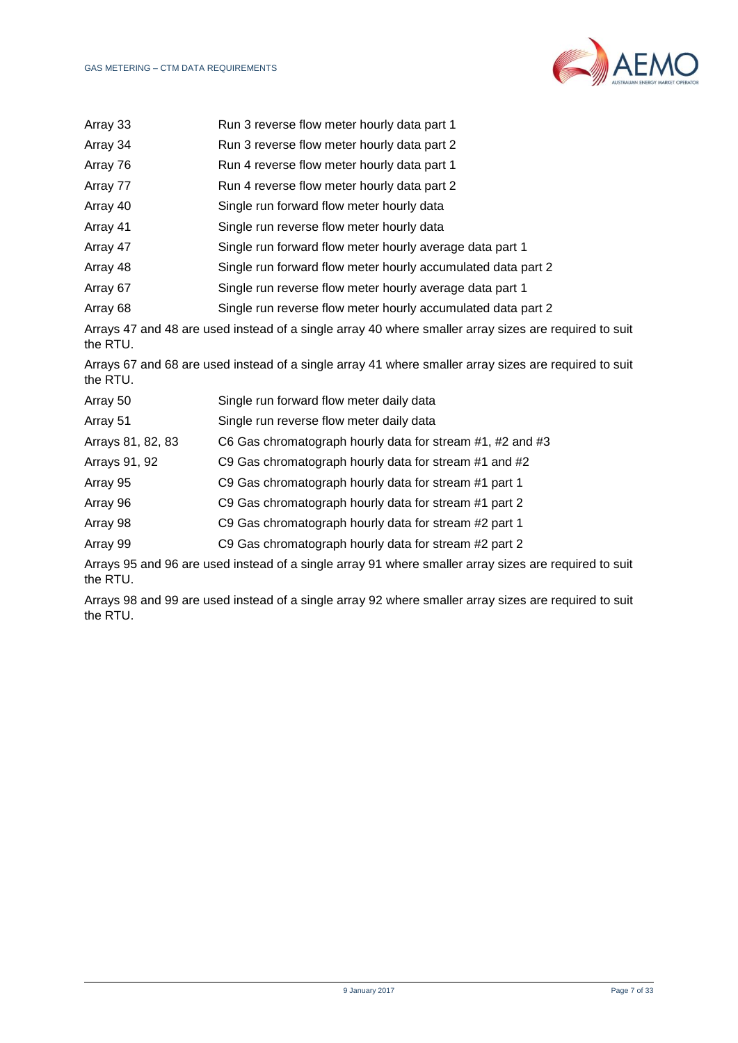| | |
|---|---|
| Array 33 | Run 3 reverse flow meter hourly data part 1 |
| Array 34 | Run 3 reverse flow meter hourly data part 2 |
| Array 76 | Run 4 reverse flow meter hourly data part 1 |
| Array 77 | Run 4 reverse flow meter hourly data part 2 |
| Array 40 | Single run forward flow meter hourly data |
| Array 41 | Single run reverse flow meter hourly data |
| Array 47 | Single run forward flow meter hourly average data part 1 |
| Array 48 | Single run forward flow meter hourly accumulated data part 2 |
| Array 67 | Single run reverse flow meter hourly average data part 1 |
| Array 68 | Single run reverse flow meter hourly accumulated data part 2 |

Arrays 47 and 48 are used instead of a single array 40 where smaller array sizes are required to suit the RTU.

Arrays 67 and 68 are used instead of a single array 41 where smaller array sizes are required to suit the RTU.

| | |
|---|---|
| Array 50 | Single run forward flow meter daily data |
| Array 51 | Single run reverse flow meter daily data |
| Arrays 81, 82, 83 | C6 Gas chromatograph hourly data for stream #1, #2 and #3 |
| Arrays 91, 92 | C9 Gas chromatograph hourly data for stream #1 and #2 |
| Array 95 | C9 Gas chromatograph hourly data for stream #1 part 1 |
| Array 96 | C9 Gas chromatograph hourly data for stream #1 part 2 |
| Array 98 | C9 Gas chromatograph hourly data for stream #2 part 1 |
| Array 99 | C9 Gas chromatograph hourly data for stream #2 part 2 |

Arrays 95 and 96 are used instead of a single array 91 where smaller array sizes are required to suit the RTU.

Arrays 98 and 99 are used instead of a single array 92 where smaller array sizes are required to suit the RTU.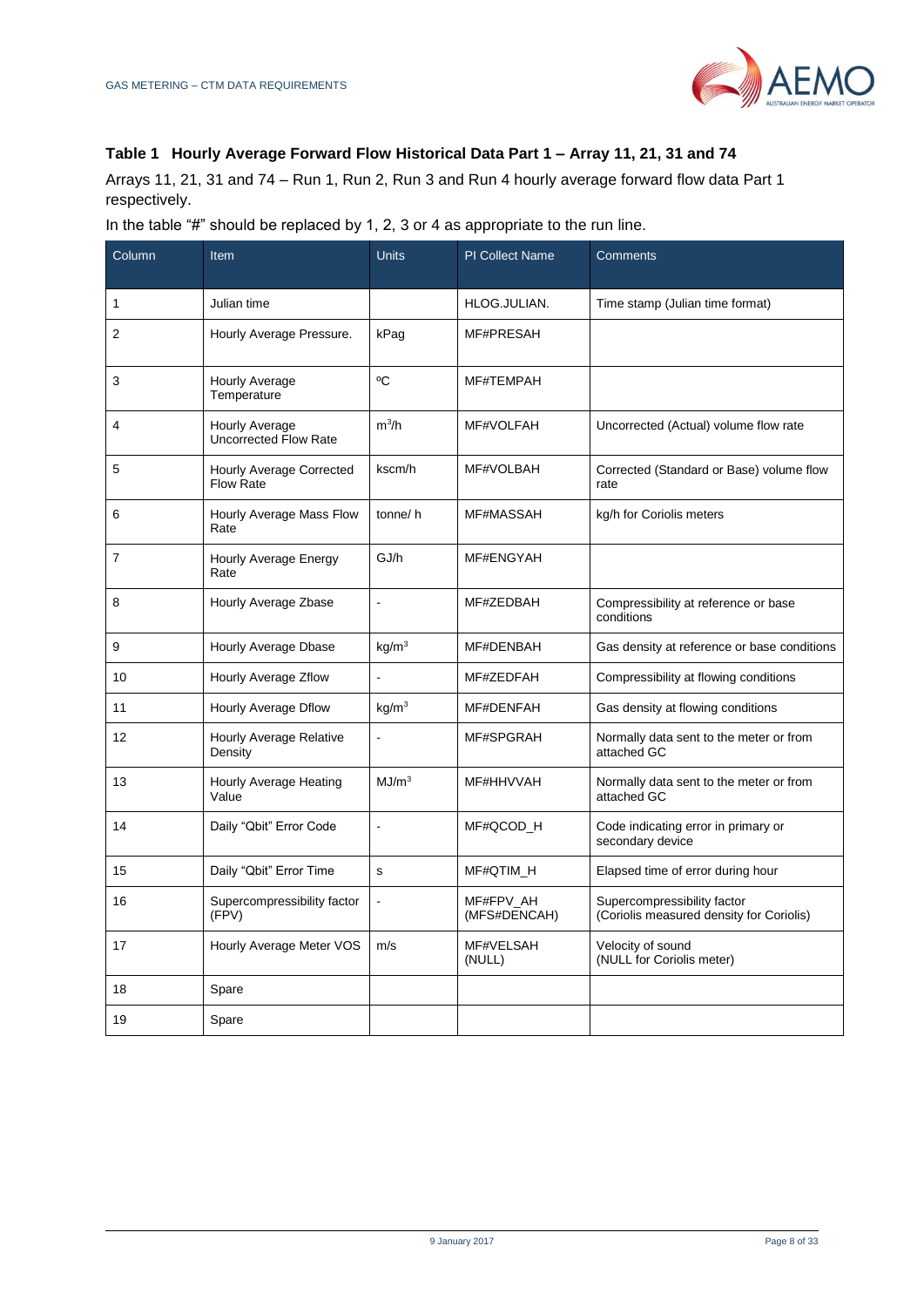### Table 1 Hourly Average Forward Flow Historical Data Part 1 – Array 11, 21, 31 and 74

Arrays 11, 21, 31 and 74 – Run 1, Run 2, Run 3 and Run 4 hourly average forward flow data Part 1 respectively.

In the table "#" should be replaced by 1, 2, 3 or 4 as appropriate to the run line.

| Column | Item | Units | PI Collect Name | Comments |
|---|---|---|---|---|
| 1 | Julian time | | HLOG.JULIAN. | Time stamp (Julian time format) |
| 2 | Hourly Average Pressure. | kPag | MF#PRESAH | |
| 3 | Hourly Average Temperature | ºC | MF#TEMPAH | |
| 4 | Hourly Average Uncorrected Flow Rate | $m^3/h$ | MF#VOLFAH | Uncorrected (Actual) volume flow rate |
| 5 | Hourly Average Corrected Flow Rate | kscm/h | MF#VOLBAH | Corrected (Standard or Base) volume flow rate |
| 6 | Hourly Average Mass Flow Rate | tonne/ h | MF#MASSAH | kg/h for Coriolis meters |
| 7 | Hourly Average Energy Rate | GJ/h | MF#ENGYAH | |
| 8 | Hourly Average Zbase | - | MF#ZEDBAH | Compressibility at reference or base conditions |
| 9 | Hourly Average Dbase | $kg/m^3$ | MF#DENBAH | Gas density at reference or base conditions |
| 10 | Hourly Average Zflow | - | MF#ZEDFAH | Compressibility at flowing conditions |
| 11 | Hourly Average Dflow | $kg/m^3$ | MF#DENFAH | Gas density at flowing conditions |
| 12 | Hourly Average Relative Density | - | MF#SPGRAH | Normally data sent to the meter or from attached GC |
| 13 | Hourly Average Heating Value | $MJ/m^3$ | MF#HHVVAH | Normally data sent to the meter or from attached GC |
| 14 | Daily "Qbit" Error Code | - | MF#QCOD_H | Code indicating error in primary or secondary device |
| 15 | Daily "Qbit" Error Time | s | MF#QTIM_H | Elapsed time of error during hour |
| 16 | Supercompressibility factor (FPV) | - | MF#FPV_AH (MFS#DENCAH) | Supercompressibility factor (Coriolis measured density for Coriolis) |
| 17 | Hourly Average Meter VOS | m/s | MF#VELSAH (NULL) | Velocity of sound (NULL for Coriolis meter) |
| 18 | Spare | | | |
| 19 | Spare | | | |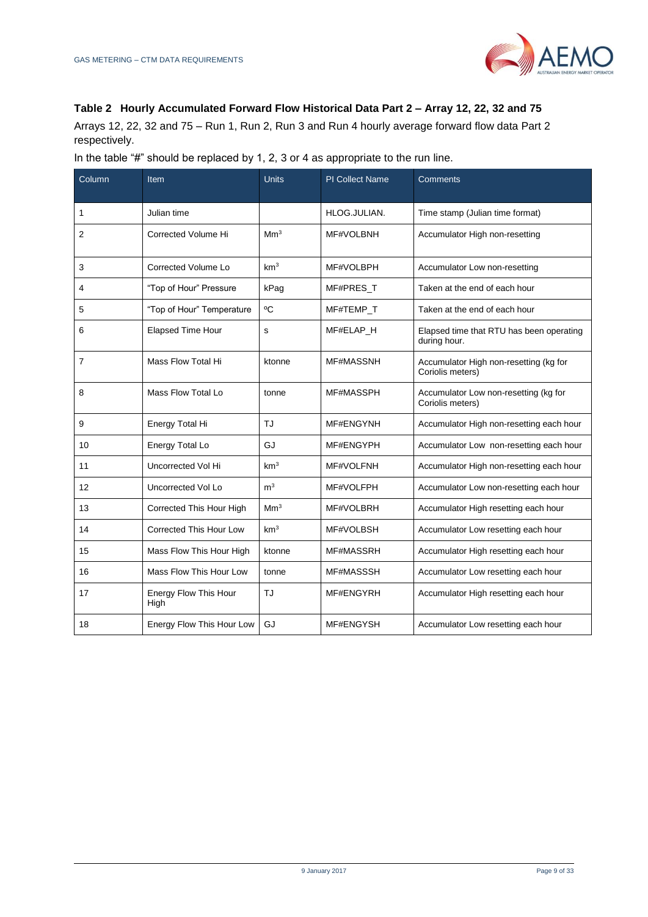### Table 2 Hourly Accumulated Forward Flow Historical Data Part 2 – Array 12, 22, 32 and 75

Arrays 12, 22, 32 and 75 – Run 1, Run 2, Run 3 and Run 4 hourly average forward flow data Part 2 respectively.

In the table "#" should be replaced by 1, 2, 3 or 4 as appropriate to the run line.

| Column | Item | Units | PI Collect Name | Comments |
|---|---|---|---|---|
| 1 | Julian time | | HLOG.JULIAN. | Time stamp (Julian time format) |
| 2 | Corrected Volume Hi | $Mm^3$ | MF#VOLBNH | Accumulator High non-resetting |
| 3 | Corrected Volume Lo | $km^3$ | MF#VOLBPH | Accumulator Low non-resetting |
| 4 | "Top of Hour" Pressure | kPag | MF#PRES_T | Taken at the end of each hour |
| 5 | "Top of Hour" Temperature | ºC | MF#TEMP_T | Taken at the end of each hour |
| 6 | Elapsed Time Hour | s | MF#ELAP_H | Elapsed time that RTU has been operating during hour. |
| 7 | Mass Flow Total Hi | ktonne | MF#MASSNH | Accumulator High non-resetting (kg for Coriolis meters) |
| 8 | Mass Flow Total Lo | tonne | MF#MASSPH | Accumulator Low non-resetting (kg for Coriolis meters) |
| 9 | Energy Total Hi | TJ | MF#ENGYNH | Accumulator High non-resetting each hour |
| 10 | Energy Total Lo | GJ | MF#ENGYPH | Accumulator Low non-resetting each hour |
| 11 | Uncorrected Vol Hi | $km^3$ | MF#VOLFNH | Accumulator High non-resetting each hour |
| 12 | Uncorrected Vol Lo | $m^3$ | MF#VOLFPH | Accumulator Low non-resetting each hour |
| 13 | Corrected This Hour High | $Mm^3$ | MF#VOLBRH | Accumulator High resetting each hour |
| 14 | Corrected This Hour Low | $km^3$ | MF#VOLBSH | Accumulator Low resetting each hour |
| 15 | Mass Flow This Hour High | ktonne | MF#MASSRH | Accumulator High resetting each hour |
| 16 | Mass Flow This Hour Low | tonne | MF#MASSSH | Accumulator Low resetting each hour |
| 17 | Energy Flow This Hour High | TJ | MF#ENGYRH | Accumulator High resetting each hour |
| 18 | Energy Flow This Hour Low | GJ | MF#ENGYSH | Accumulator Low resetting each hour |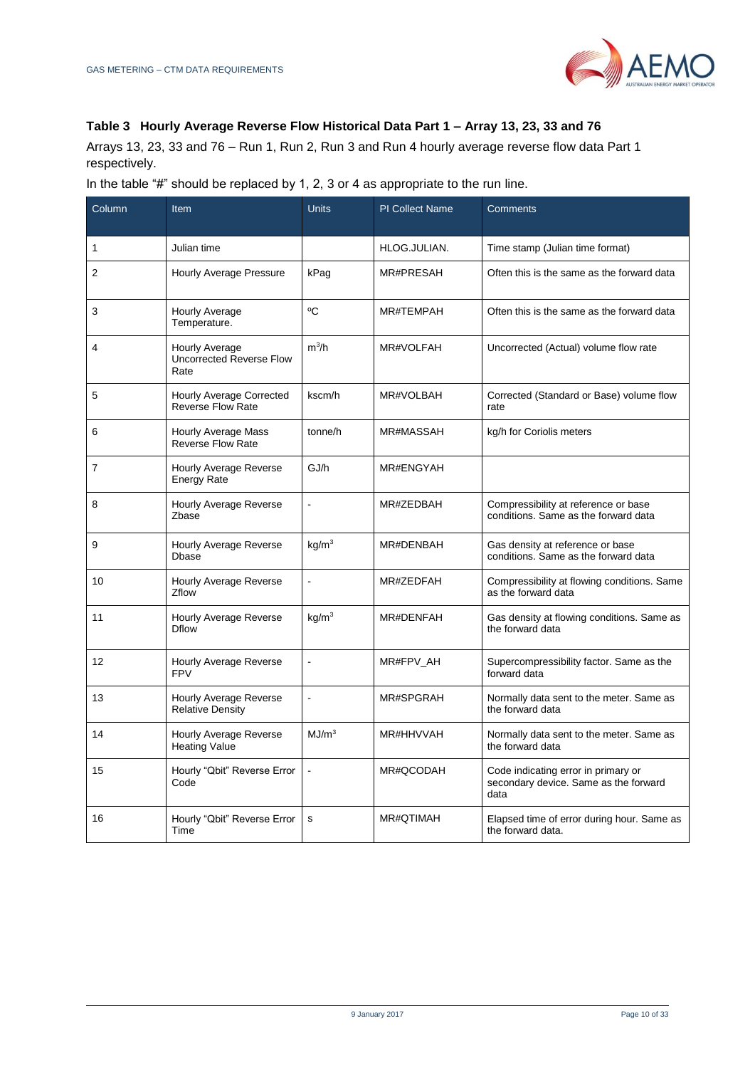### Table 3 Hourly Average Reverse Flow Historical Data Part 1 – Array 13, 23, 33 and 76

Arrays 13, 23, 33 and 76 – Run 1, Run 2, Run 3 and Run 4 hourly average reverse flow data Part 1 respectively.

In the table "#" should be replaced by 1, 2, 3 or 4 as appropriate to the run line.

| Column | Item | Units | PI Collect Name | Comments |
|---|---|---|---|---|
| 1 | Julian time | | HLOG.JULIAN. | Time stamp (Julian time format) |
| 2 | Hourly Average Pressure | kPag | MR#PRESAH | Often this is the same as the forward data |
| 3 | Hourly Average Temperature. | ºC | MR#TEMPAH | Often this is the same as the forward data |
| 4 | Hourly Average Uncorrected Reverse Flow Rate | $m^3$/h | MR#VOLFAH | Uncorrected (Actual) volume flow rate |
| 5 | Hourly Average Corrected Reverse Flow Rate | kscm/h | MR#VOLBAH | Corrected (Standard or Base) volume flow rate |
| 6 | Hourly Average Mass Reverse Flow Rate | tonne/h | MR#MASSAH | kg/h for Coriolis meters |
| 7 | Hourly Average Reverse Energy Rate | GJ/h | MR#ENGYAH | |
| 8 | Hourly Average Reverse Zbase | - | MR#ZEDBAH | Compressibility at reference or base conditions. Same as the forward data |
| 9 | Hourly Average Reverse Dbase | kg/$m^3$ | MR#DENBAH | Gas density at reference or base conditions. Same as the forward data |
| 10 | Hourly Average Reverse Zflow | - | MR#ZEDFAH | Compressibility at flowing conditions. Same as the forward data |
| 11 | Hourly Average Reverse Dflow | kg/$m^3$ | MR#DENFAH | Gas density at flowing conditions. Same as the forward data |
| 12 | Hourly Average Reverse FPV | - | MR#FPV_AH | Supercompressibility factor. Same as the forward data |
| 13 | Hourly Average Reverse Relative Density | - | MR#SPGRAH | Normally data sent to the meter. Same as the forward data |
| 14 | Hourly Average Reverse Heating Value | MJ/$m^3$ | MR#HHVVAH | Normally data sent to the meter. Same as the forward data |
| 15 | Hourly "Qbit" Reverse Error Code | - | MR#QCODAH | Code indicating error in primary or secondary device. Same as the forward data |
| 16 | Hourly "Qbit" Reverse Error Time | s | MR#QTIMAH | Elapsed time of error during hour. Same as the forward data. |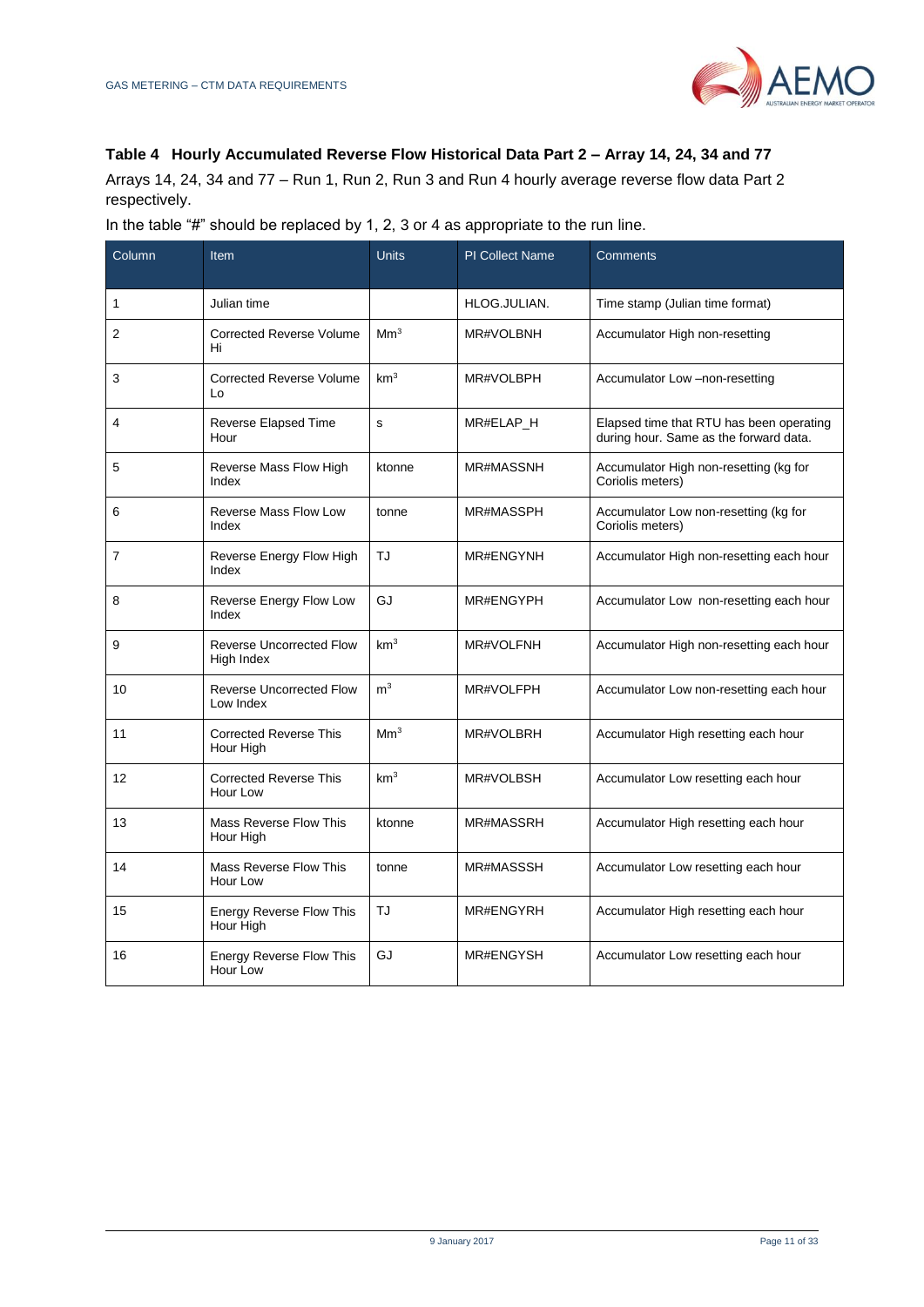### Table 4 Hourly Accumulated Reverse Flow Historical Data Part 2 – Array 14, 24, 34 and 77

Arrays 14, 24, 34 and 77 – Run 1, Run 2, Run 3 and Run 4 hourly average reverse flow data Part 2 respectively.

In the table "#" should be replaced by 1, 2, 3 or 4 as appropriate to the run line.

| Column | Item | Units | PI Collect Name | Comments |
|---|---|---|---|---|
| 1 | Julian time | | HLOG.JULIAN. | Time stamp (Julian time format) |
| 2 | Corrected Reverse Volume Hi | $Mm^3$ | MR#VOLBNH | Accumulator High non-resetting |
| 3 | Corrected Reverse Volume Lo | $km^3$ | MR#VOLBPH | Accumulator Low –non-resetting |
| 4 | Reverse Elapsed Time Hour | s | MR#ELAP_H | Elapsed time that RTU has been operating during hour. Same as the forward data. |
| 5 | Reverse Mass Flow High Index | ktonne | MR#MASSNH | Accumulator High non-resetting (kg for Coriolis meters) |
| 6 | Reverse Mass Flow Low Index | tonne | MR#MASSPH | Accumulator Low non-resetting (kg for Coriolis meters) |
| 7 | Reverse Energy Flow High Index | TJ | MR#ENGYNH | Accumulator High non-resetting each hour |
| 8 | Reverse Energy Flow Low Index | GJ | MR#ENGYPH | Accumulator Low non-resetting each hour |
| 9 | Reverse Uncorrected Flow High Index | $km^3$ | MR#VOLFNH | Accumulator High non-resetting each hour |
| 10 | Reverse Uncorrected Flow Low Index | $m^3$ | MR#VOLFPH | Accumulator Low non-resetting each hour |
| 11 | Corrected Reverse This Hour High | $Mm^3$ | MR#VOLBRH | Accumulator High resetting each hour |
| 12 | Corrected Reverse This Hour Low | $km^3$ | MR#VOLBSH | Accumulator Low resetting each hour |
| 13 | Mass Reverse Flow This Hour High | ktonne | MR#MASSRH | Accumulator High resetting each hour |
| 14 | Mass Reverse Flow This Hour Low | tonne | MR#MASSSH | Accumulator Low resetting each hour |
| 15 | Energy Reverse Flow This Hour High | TJ | MR#ENGYRH | Accumulator High resetting each hour |
| 16 | Energy Reverse Flow This Hour Low | GJ | MR#ENGYSH | Accumulator Low resetting each hour |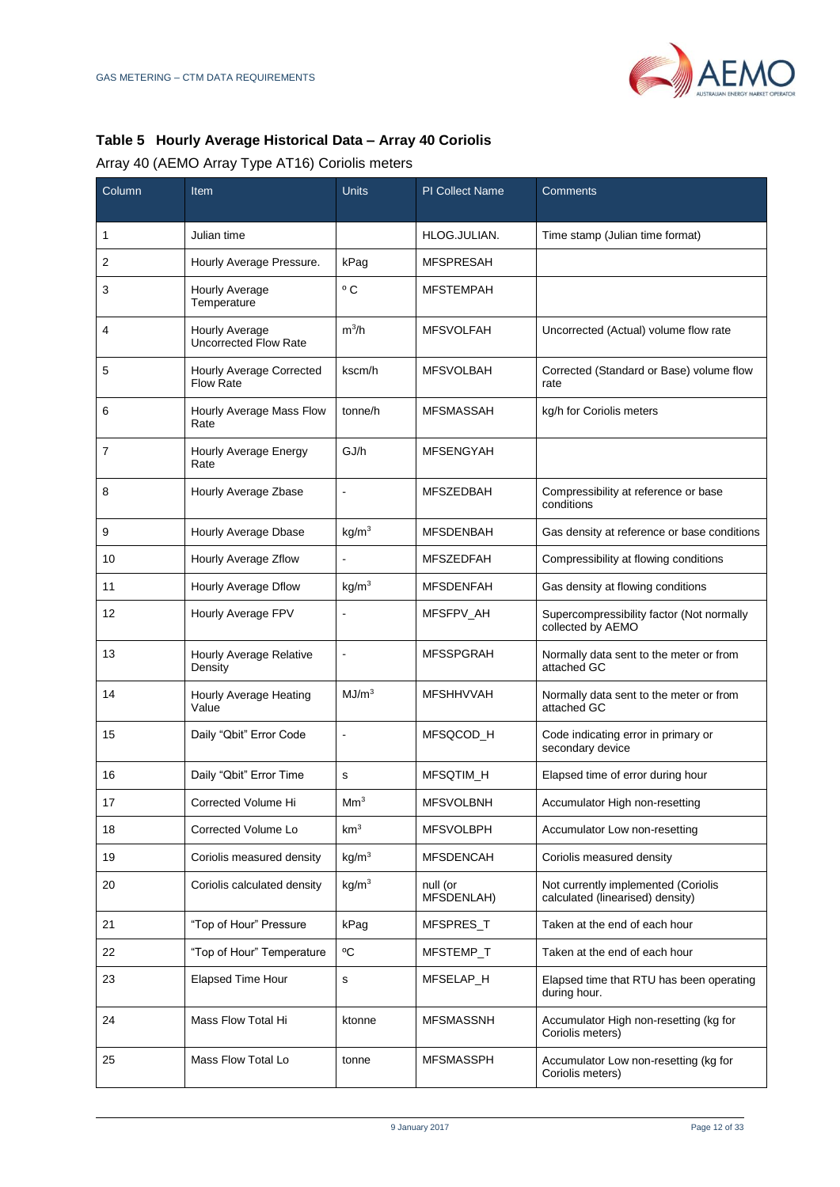### Table 5 Hourly Average Historical Data – Array 40 Coriolis

Array 40 (AEMO Array Type AT16) Coriolis meters

| Column | Item | Units | PI Collect Name | Comments |
|---|---|---|---|---|
| 1 | Julian time | | HLOG.JULIAN. | Time stamp (Julian time format) |
| 2 | Hourly Average Pressure. | kPag | MFSPRESAH | |
| 3 | Hourly Average Temperature | º C | MFSTEMPAH | |
| 4 | Hourly Average Uncorrected Flow Rate | $m^3/h$ | MFSVOLFAH | Uncorrected (Actual) volume flow rate |
| 5 | Hourly Average Corrected Flow Rate | kscm/h | MFSVOLBAH | Corrected (Standard or Base) volume flow rate |
| 6 | Hourly Average Mass Flow Rate | tonne/h | MFSMASSAH | kg/h for Coriolis meters |
| 7 | Hourly Average Energy Rate | GJ/h | MFSENGYAH | |
| 8 | Hourly Average Zbase | - | MFSZEDBAH | Compressibility at reference or base conditions |
| 9 | Hourly Average Dbase | $kg/m^3$ | MFSDENBAH | Gas density at reference or base conditions |
| 10 | Hourly Average Zflow | - | MFSZEDFAH | Compressibility at flowing conditions |
| 11 | Hourly Average Dflow | $kg/m^3$ | MFSDENFAH | Gas density at flowing conditions |
| 12 | Hourly Average FPV | - | MFSFPV_AH | Supercompressibility factor (Not normally collected by AEMO |
| 13 | Hourly Average Relative Density | - | MFSSPGRAH | Normally data sent to the meter or from attached GC |
| 14 | Hourly Average Heating Value | $MJ/m^3$ | MFSHHVVAH | Normally data sent to the meter or from attached GC |
| 15 | Daily "Qbit" Error Code | - | MFSQCOD_H | Code indicating error in primary or secondary device |
| 16 | Daily "Qbit" Error Time | s | MFSQTIM_H | Elapsed time of error during hour |
| 17 | Corrected Volume Hi | $Mm^3$ | MFSVOLBNH | Accumulator High non-resetting |
| 18 | Corrected Volume Lo | $km^3$ | MFSVOLBPH | Accumulator Low non-resetting |
| 19 | Coriolis measured density | $kg/m^3$ | MFSDENCAH | Coriolis measured density |
| 20 | Coriolis calculated density | $kg/m^3$ | null (or MFSDENLAH) | Not currently implemented (Coriolis calculated (linearised) density) |
| 21 | "Top of Hour" Pressure | kPag | MFSPRES_T | Taken at the end of each hour |
| 22 | "Top of Hour" Temperature | ºC | MFSTEMP_T | Taken at the end of each hour |
| 23 | Elapsed Time Hour | s | MFSELAP_H | Elapsed time that RTU has been operating during hour. |
| 24 | Mass Flow Total Hi | ktonne | MFSMASSNH | Accumulator High non-resetting (kg for Coriolis meters) |
| 25 | Mass Flow Total Lo | tonne | MFSMASSPH | Accumulator Low non-resetting (kg for Coriolis meters) |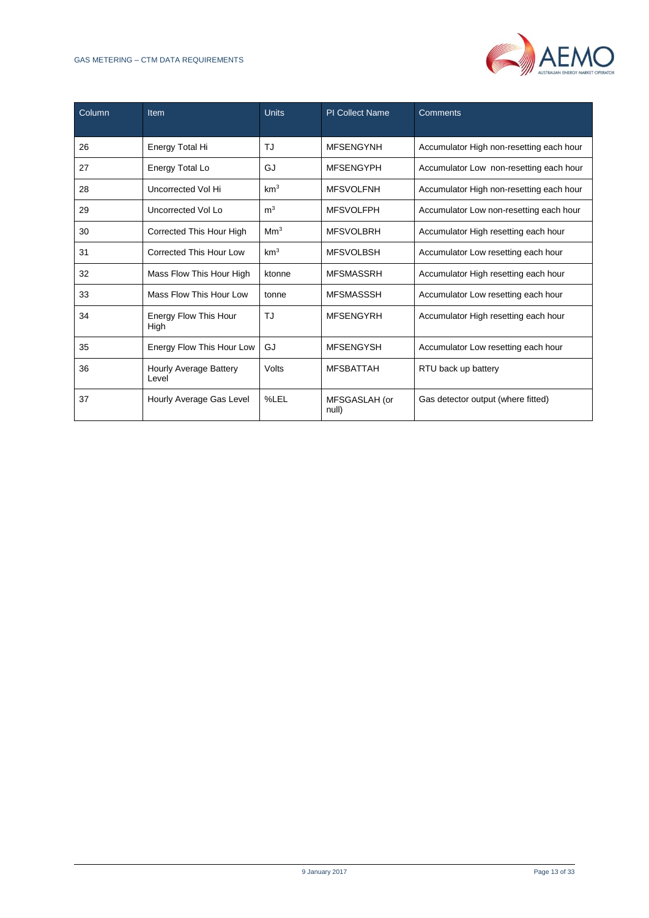| Column | Item | Units | PI Collect Name | Comments |
|---|---|---|---|---|
| 26 | Energy Total Hi | TJ | MFSENGYNH | Accumulator High non-resetting each hour |
| 27 | Energy Total Lo | GJ | MFSENGYPH | Accumulator Low non-resetting each hour |
| 28 | Uncorrected Vol Hi | $km^3$ | MFSVOLFNH | Accumulator High non-resetting each hour |
| 29 | Uncorrected Vol Lo | $m^3$ | MFSVOLFPH | Accumulator Low non-resetting each hour |
| 30 | Corrected This Hour High | $Mm^3$ | MFSVOLBRH | Accumulator High resetting each hour |
| 31 | Corrected This Hour Low | $km^3$ | MFSVOLBSH | Accumulator Low resetting each hour |
| 32 | Mass Flow This Hour High | ktonne | MFSMASSRH | Accumulator High resetting each hour |
| 33 | Mass Flow This Hour Low | tonne | MFSMASSSH | Accumulator Low resetting each hour |
| 34 | Energy Flow This Hour High | TJ | MFSENGYRH | Accumulator High resetting each hour |
| 35 | Energy Flow This Hour Low | GJ | MFSENGYSH | Accumulator Low resetting each hour |
| 36 | Hourly Average Battery Level | Volts | MFSBATTAH | RTU back up battery |
| 37 | Hourly Average Gas Level | %LEL | MFSGASLAH (or null) | Gas detector output (where fitted) |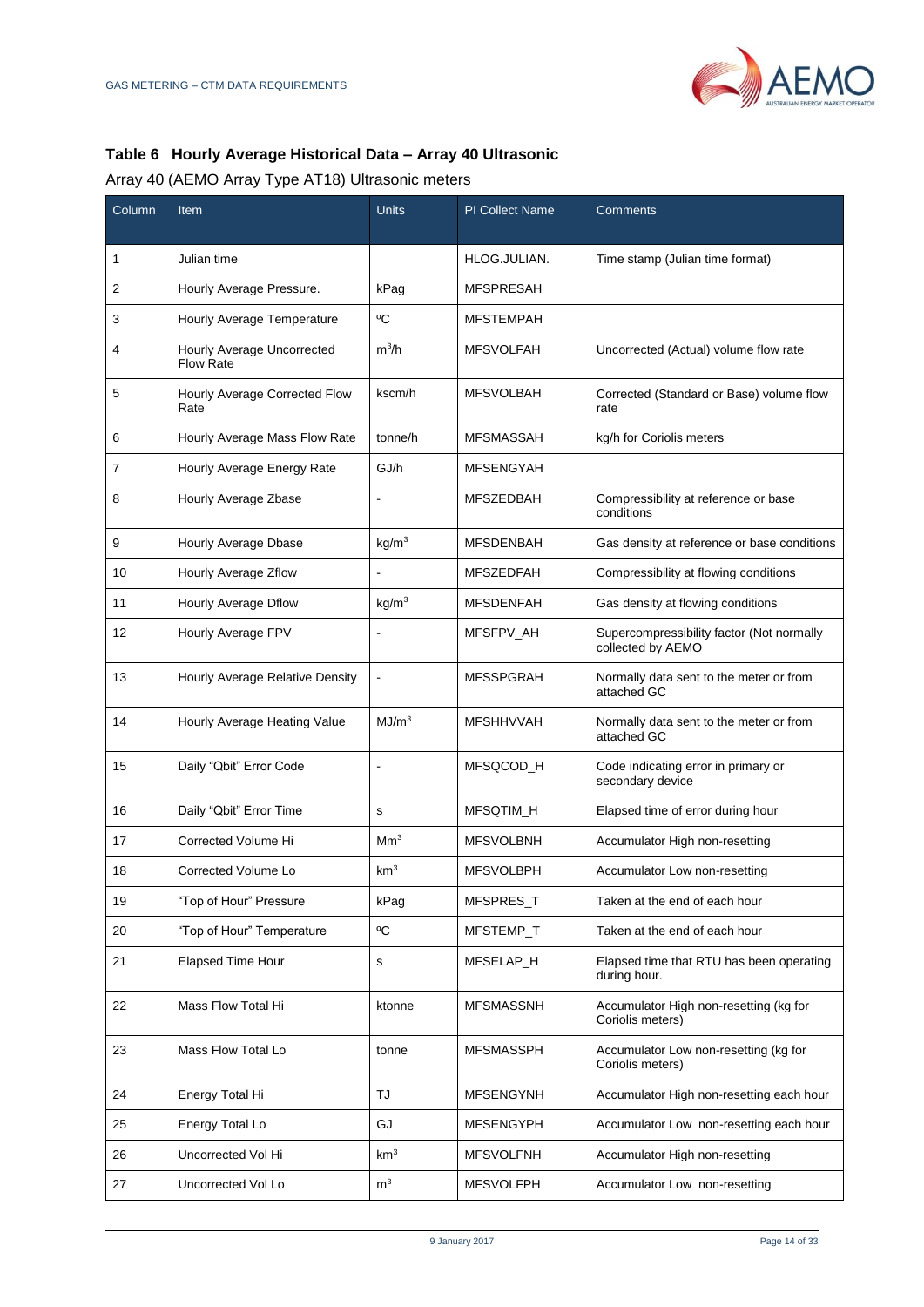## Table 6 Hourly Average Historical Data – Array 40 Ultrasonic

Array 40 (AEMO Array Type AT18) Ultrasonic meters

| Column | Item | Units | PI Collect Name | Comments |
|---|---|---|---|---|
| 1 | Julian time | | HLOG.JULIAN. | Time stamp (Julian time format) |
| 2 | Hourly Average Pressure. | kPag | MFSPRESAH | |
| 3 | Hourly Average Temperature | ºC | MFSTEMPAH | |
| 4 | Hourly Average Uncorrected Flow Rate | $m^3/h$ | MFSVOLFAH | Uncorrected (Actual) volume flow rate |
| 5 | Hourly Average Corrected Flow Rate | kscm/h | MFSVOLBAH | Corrected (Standard or Base) volume flow rate |
| 6 | Hourly Average Mass Flow Rate | tonne/h | MFSMASSAH | kg/h for Coriolis meters |
| 7 | Hourly Average Energy Rate | GJ/h | MFSENGYAH | |
| 8 | Hourly Average Zbase | - | MFSZEDBAH | Compressibility at reference or base conditions |
| 9 | Hourly Average Dbase | $kg/m^3$ | MFSDENBAH | Gas density at reference or base conditions |
| 10 | Hourly Average Zflow | - | MFSZEDFAH | Compressibility at flowing conditions |
| 11 | Hourly Average Dflow | $kg/m^3$ | MFSDENFAH | Gas density at flowing conditions |
| 12 | Hourly Average FPV | - | MFSFPV_AH | Supercompressibility factor (Not normally collected by AEMO |
| 13 | Hourly Average Relative Density | - | MFSSPGRAH | Normally data sent to the meter or from attached GC |
| 14 | Hourly Average Heating Value | $MJ/m^3$ | MFSHHVVAH | Normally data sent to the meter or from attached GC |
| 15 | Daily "Qbit" Error Code | - | MFSQCOD_H | Code indicating error in primary or secondary device |
| 16 | Daily "Qbit" Error Time | s | MFSQTIM_H | Elapsed time of error during hour |
| 17 | Corrected Volume Hi | $Mm^3$ | MFSVOLBNH | Accumulator High non-resetting |
| 18 | Corrected Volume Lo | $km^3$ | MFSVOLBPH | Accumulator Low non-resetting |
| 19 | "Top of Hour" Pressure | kPag | MFSPRES_T | Taken at the end of each hour |
| 20 | "Top of Hour" Temperature | ºC | MFSTEMP_T | Taken at the end of each hour |
| 21 | Elapsed Time Hour | s | MFSELAP_H | Elapsed time that RTU has been operating during hour. |
| 22 | Mass Flow Total Hi | ktonne | MFSMASSNH | Accumulator High non-resetting (kg for Coriolis meters) |
| 23 | Mass Flow Total Lo | tonne | MFSMASSPH | Accumulator Low non-resetting (kg for Coriolis meters) |
| 24 | Energy Total Hi | TJ | MFSENGYNH | Accumulator High non-resetting each hour |
| 25 | Energy Total Lo | GJ | MFSENGYPH | Accumulator Low non-resetting each hour |
| 26 | Uncorrected Vol Hi | $km^3$ | MFSVOLFNH | Accumulator High non-resetting |
| 27 | Uncorrected Vol Lo | $m^3$ | MFSVOLFPH | Accumulator Low non-resetting |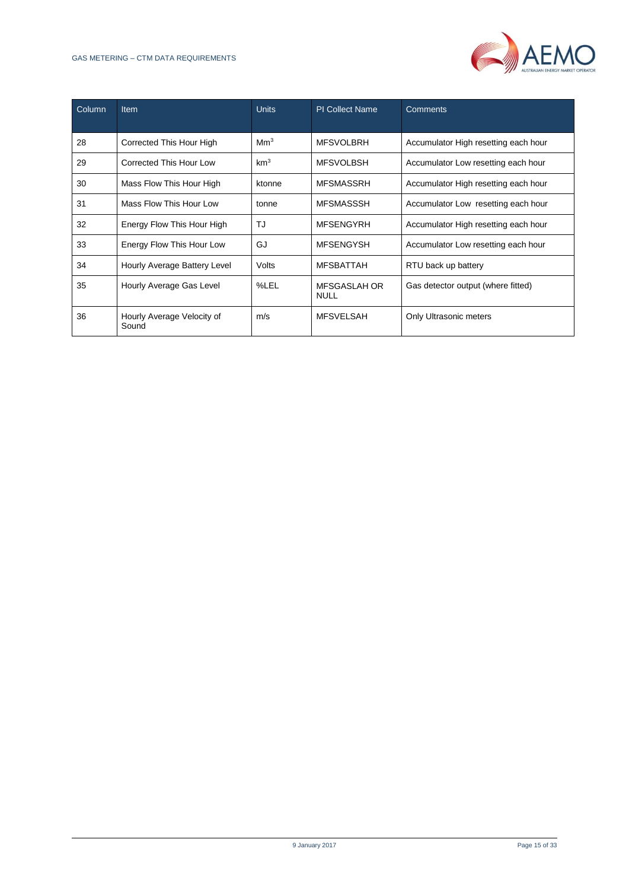| Column | Item | Units | PI Collect Name | Comments |
|---|---|---|---|---|
| 28 | Corrected This Hour High | $Mm^3$ | MFSVOLBRH | Accumulator High resetting each hour |
| 29 | Corrected This Hour Low | $km^3$ | MFSVOLBSH | Accumulator Low resetting each hour |
| 30 | Mass Flow This Hour High | ktonne | MFSMASSRH | Accumulator High resetting each hour |
| 31 | Mass Flow This Hour Low | tonne | MFSMASSSH | Accumulator Low resetting each hour |
| 32 | Energy Flow This Hour High | TJ | MFSENGYRH | Accumulator High resetting each hour |
| 33 | Energy Flow This Hour Low | GJ | MFSENGYSH | Accumulator Low resetting each hour |
| 34 | Hourly Average Battery Level | Volts | MFSBATTAH | RTU back up battery |
| 35 | Hourly Average Gas Level | %LEL | MFSGASLAH OR NULL | Gas detector output (where fitted) |
| 36 | Hourly Average Velocity of Sound | m/s | MFSVELSAH | Only Ultrasonic meters |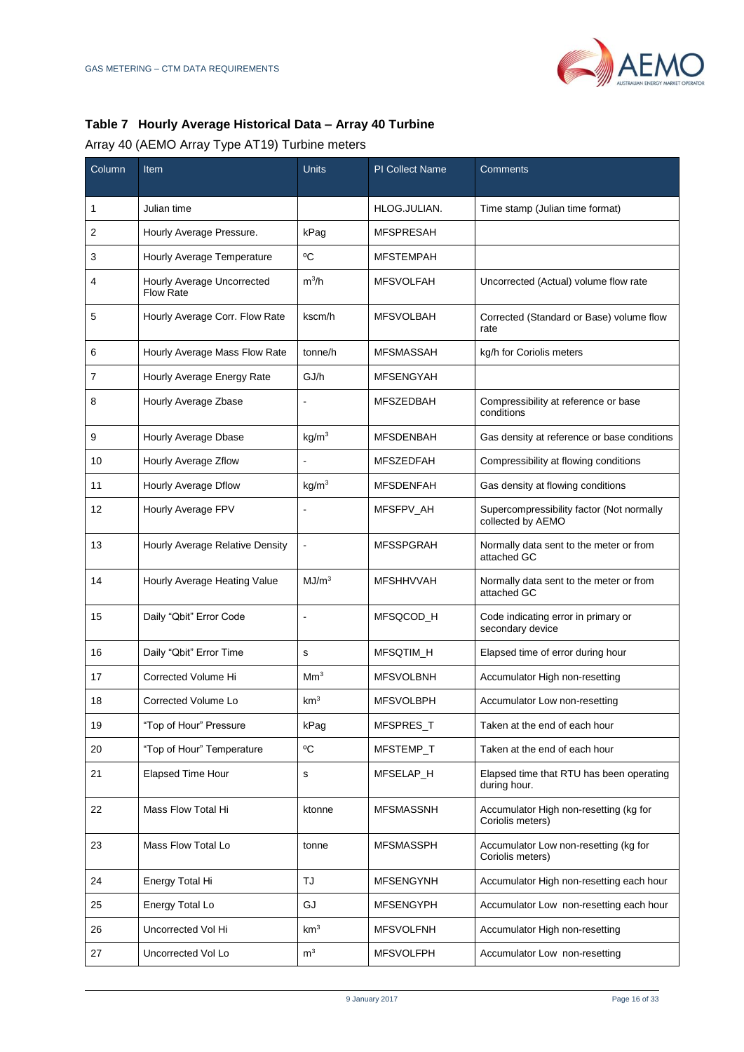### Table 7 Hourly Average Historical Data – Array 40 Turbine

Array 40 (AEMO Array Type AT19) Turbine meters

| Column | Item | Units | PI Collect Name | Comments |
|---|---|---|---|---|
| 1 | Julian time | | HLOG.JULIAN. | Time stamp (Julian time format) |
| 2 | Hourly Average Pressure. | kPag | MFSPRESAH | |
| 3 | Hourly Average Temperature | ºC | MFSTEMPAH | |
| 4 | Hourly Average Uncorrected Flow Rate | $m^3$/h | MFSVOLFAH | Uncorrected (Actual) volume flow rate |
| 5 | Hourly Average Corr. Flow Rate | kscm/h | MFSVOLBAH | Corrected (Standard or Base) volume flow rate |
| 6 | Hourly Average Mass Flow Rate | tonne/h | MFSMASSAH | kg/h for Coriolis meters |
| 7 | Hourly Average Energy Rate | GJ/h | MFSENGYAH | |
| 8 | Hourly Average Zbase | - | MFSZEDBAH | Compressibility at reference or base conditions |
| 9 | Hourly Average Dbase | kg/$m^3$ | MFSDENBAH | Gas density at reference or base conditions |
| 10 | Hourly Average Zflow | - | MFSZEDFAH | Compressibility at flowing conditions |
| 11 | Hourly Average Dflow | kg/$m^3$ | MFSDENFAH | Gas density at flowing conditions |
| 12 | Hourly Average FPV | - | MFSFPV_AH | Supercompressibility factor (Not normally collected by AEMO |
| 13 | Hourly Average Relative Density | - | MFSSPGRAH | Normally data sent to the meter or from attached GC |
| 14 | Hourly Average Heating Value | MJ/$m^3$ | MFSHHVVAH | Normally data sent to the meter or from attached GC |
| 15 | Daily "Qbit" Error Code | - | MFSQCOD_H | Code indicating error in primary or secondary device |
| 16 | Daily "Qbit" Error Time | s | MFSQTIM_H | Elapsed time of error during hour |
| 17 | Corrected Volume Hi | $Mm^3$ | MFSVOLBNH | Accumulator High non-resetting |
| 18 | Corrected Volume Lo | $km^3$ | MFSVOLBPH | Accumulator Low non-resetting |
| 19 | "Top of Hour" Pressure | kPag | MFSPRES_T | Taken at the end of each hour |
| 20 | "Top of Hour" Temperature | ºC | MFSTEMP_T | Taken at the end of each hour |
| 21 | Elapsed Time Hour | s | MFSELAP_H | Elapsed time that RTU has been operating during hour. |
| 22 | Mass Flow Total Hi | ktonne | MFSMASSNH | Accumulator High non-resetting (kg for Coriolis meters) |
| 23 | Mass Flow Total Lo | tonne | MFSMASSPH | Accumulator Low non-resetting (kg for Coriolis meters) |
| 24 | Energy Total Hi | TJ | MFSENGYNH | Accumulator High non-resetting each hour |
| 25 | Energy Total Lo | GJ | MFSENGYPH | Accumulator Low non-resetting each hour |
| 26 | Uncorrected Vol Hi | $km^3$ | MFSVOLFNH | Accumulator High non-resetting |
| 27 | Uncorrected Vol Lo | $m^3$ | MFSVOLFPH | Accumulator Low non-resetting |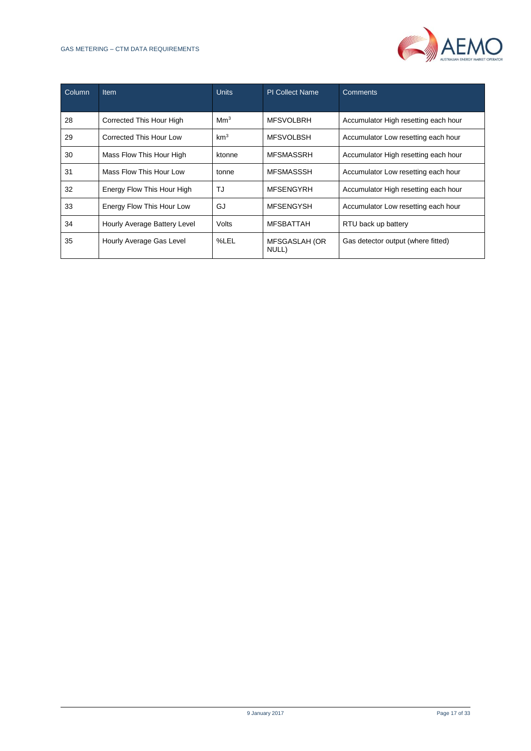| Column | Item | Units | PI Collect Name | Comments |
|---|---|---|---|---|
| 28 | Corrected This Hour High | $Mm^3$ | MFSVOLBRH | Accumulator High resetting each hour |
| 29 | Corrected This Hour Low | $km^3$ | MFSVOLBSH | Accumulator Low resetting each hour |
| 30 | Mass Flow This Hour High | ktonne | MFSMASSRH | Accumulator High resetting each hour |
| 31 | Mass Flow This Hour Low | tonne | MFSMASSSH | Accumulator Low resetting each hour |
| 32 | Energy Flow This Hour High | TJ | MFSENGYRH | Accumulator High resetting each hour |
| 33 | Energy Flow This Hour Low | GJ | MFSENGYSH | Accumulator Low resetting each hour |
| 34 | Hourly Average Battery Level | Volts | MFSBATTAH | RTU back up battery |
| 35 | Hourly Average Gas Level | %LEL | MFSGASLAH (OR NULL) | Gas detector output (where fitted) |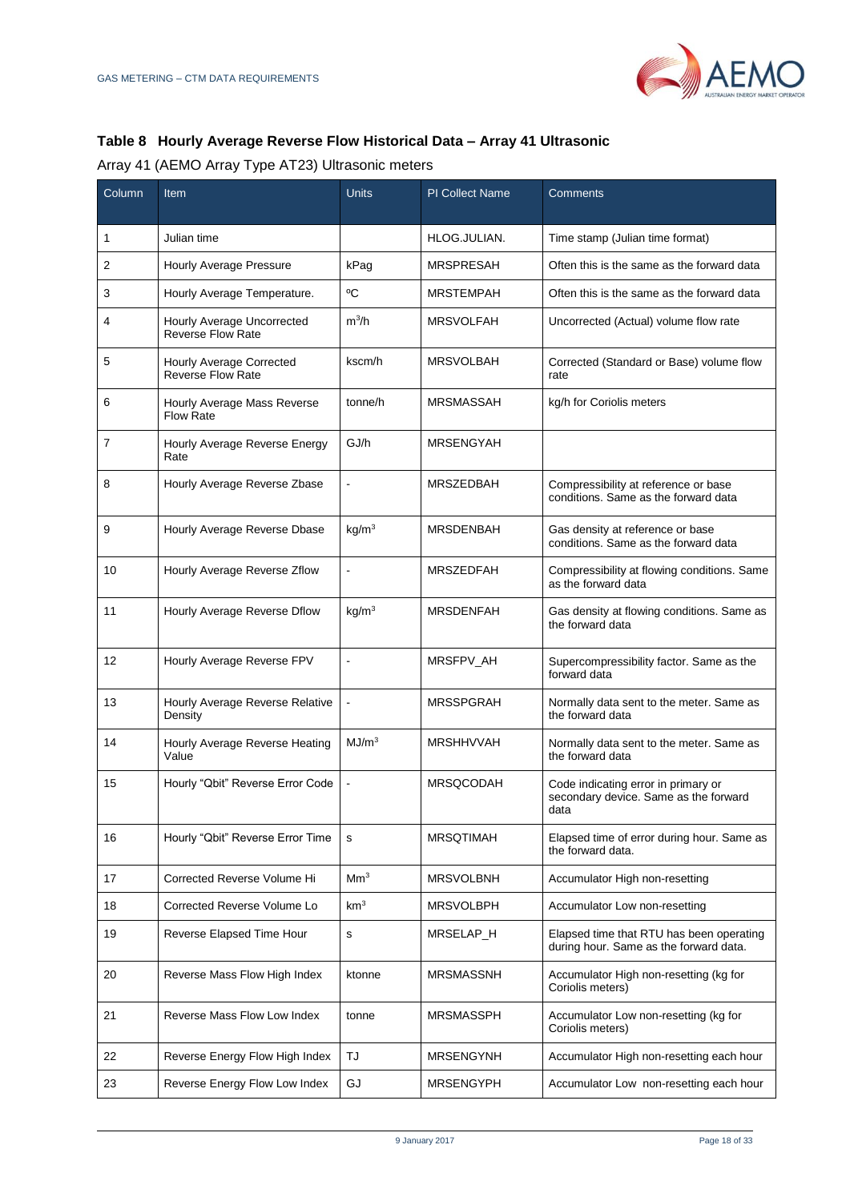### Table 8 Hourly Average Reverse Flow Historical Data – Array 41 Ultrasonic

Array 41 (AEMO Array Type AT23) Ultrasonic meters

| Column | Item | Units | PI Collect Name | Comments |
|---|---|---|---|---|
| 1 | Julian time | | HLOG.JULIAN. | Time stamp (Julian time format) |
| 2 | Hourly Average Pressure | kPag | MRSPRESAH | Often this is the same as the forward data |
| 3 | Hourly Average Temperature. | ºC | MRSTEMPAH | Often this is the same as the forward data |
| 4 | Hourly Average Uncorrected Reverse Flow Rate | $m^3/h$ | MRSVOLFAH | Uncorrected (Actual) volume flow rate |
| 5 | Hourly Average Corrected Reverse Flow Rate | kscm/h | MRSVOLBAH | Corrected (Standard or Base) volume flow rate |
| 6 | Hourly Average Mass Reverse Flow Rate | tonne/h | MRSMASSAH | kg/h for Coriolis meters |
| 7 | Hourly Average Reverse Energy Rate | GJ/h | MRSENGYAH | |
| 8 | Hourly Average Reverse Zbase | - | MRSZEDBAH | Compressibility at reference or base conditions. Same as the forward data |
| 9 | Hourly Average Reverse Dbase | $kg/m^3$ | MRSDENBAH | Gas density at reference or base conditions. Same as the forward data |
| 10 | Hourly Average Reverse Zflow | - | MRSZEDFAH | Compressibility at flowing conditions. Same as the forward data |
| 11 | Hourly Average Reverse Dflow | $kg/m^3$ | MRSDENFAH | Gas density at flowing conditions. Same as the forward data |
| 12 | Hourly Average Reverse FPV | - | MRSFPV_AH | Supercompressibility factor. Same as the forward data |
| 13 | Hourly Average Reverse Relative Density | - | MRSSPGRAH | Normally data sent to the meter. Same as the forward data |
| 14 | Hourly Average Reverse Heating Value | $MJ/m^3$ | MRSHHVVAH | Normally data sent to the meter. Same as the forward data |
| 15 | Hourly "Qbit" Reverse Error Code | - | MRSQCODAH | Code indicating error in primary or secondary device. Same as the forward data |
| 16 | Hourly "Qbit" Reverse Error Time | s | MRSQTIMAH | Elapsed time of error during hour. Same as the forward data. |
| 17 | Corrected Reverse Volume Hi | $Mm^3$ | MRSVOLBNH | Accumulator High non-resetting |
| 18 | Corrected Reverse Volume Lo | $km^3$ | MRSVOLBPH | Accumulator Low non-resetting |
| 19 | Reverse Elapsed Time Hour | s | MRSELAP_H | Elapsed time that RTU has been operating during hour. Same as the forward data. |
| 20 | Reverse Mass Flow High Index | ktonne | MRSMASSNH | Accumulator High non-resetting (kg for Coriolis meters) |
| 21 | Reverse Mass Flow Low Index | tonne | MRSMASSPH | Accumulator Low non-resetting (kg for Coriolis meters) |
| 22 | Reverse Energy Flow High Index | TJ | MRSENGYNH | Accumulator High non-resetting each hour |
| 23 | Reverse Energy Flow Low Index | GJ | MRSENGYPH | Accumulator Low non-resetting each hour |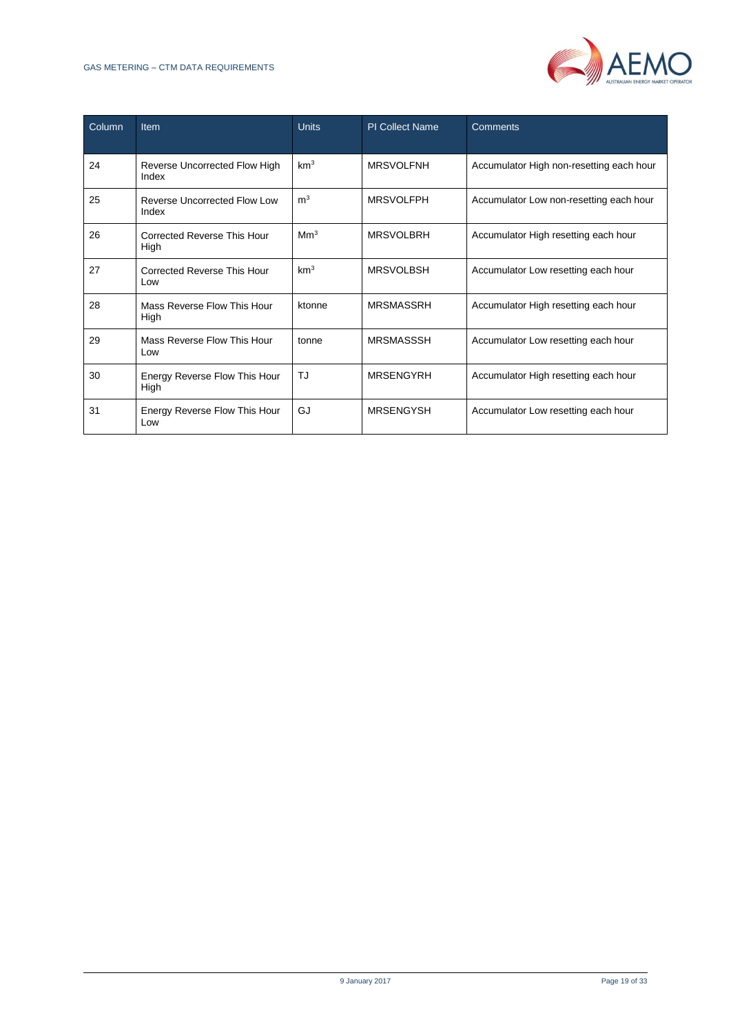| Column | Item | Units | PI Collect Name | Comments |
|---|---|---|---|---|
| 24 | Reverse Uncorrected Flow High Index | $km^3$ | MRSVOLFNH | Accumulator High non-resetting each hour |
| 25 | Reverse Uncorrected Flow Low Index | $m^3$ | MRSVOLFPH | Accumulator Low non-resetting each hour |
| 26 | Corrected Reverse This Hour High | $Mm^3$ | MRSVOLBRH | Accumulator High resetting each hour |
| 27 | Corrected Reverse This Hour Low | $km^3$ | MRSVOLBSH | Accumulator Low resetting each hour |
| 28 | Mass Reverse Flow This Hour High | ktonne | MRSMASSRH | Accumulator High resetting each hour |
| 29 | Mass Reverse Flow This Hour Low | tonne | MRSMASSSH | Accumulator Low resetting each hour |
| 30 | Energy Reverse Flow This Hour High | TJ | MRSENGYRH | Accumulator High resetting each hour |
| 31 | Energy Reverse Flow This Hour Low | GJ | MRSENGYSH | Accumulator Low resetting each hour |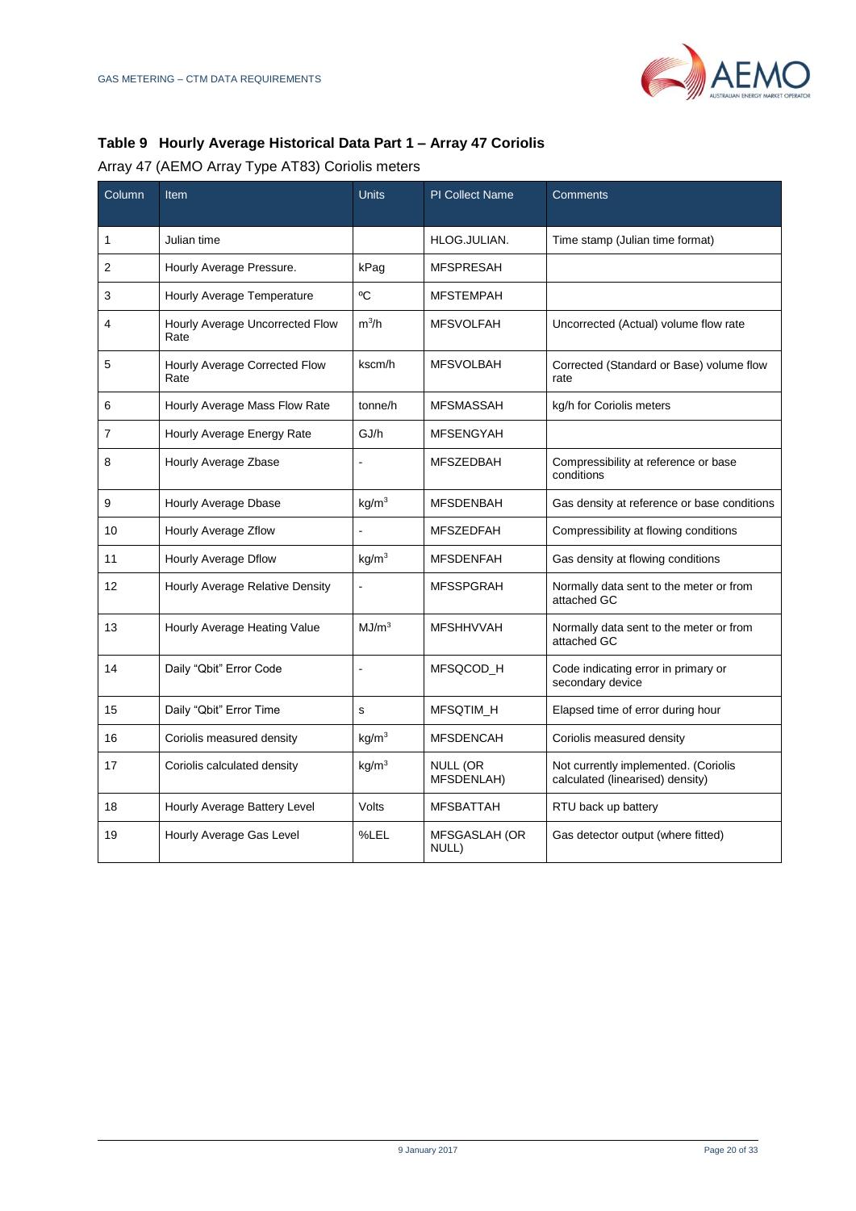### Table 9 Hourly Average Historical Data Part 1 – Array 47 Coriolis

Array 47 (AEMO Array Type AT83) Coriolis meters

| Column | Item | Units | PI Collect Name | Comments |
|---|---|---|---|---|
| 1 | Julian time | | HLOG.JULIAN. | Time stamp (Julian time format) |
| 2 | Hourly Average Pressure. | kPag | MFSPRESAH | |
| 3 | Hourly Average Temperature | ºC | MFSTEMPAH | |
| 4 | Hourly Average Uncorrected Flow Rate | $m^3$/h | MFSVOLFAH | Uncorrected (Actual) volume flow rate |
| 5 | Hourly Average Corrected Flow Rate | kscm/h | MFSVOLBAH | Corrected (Standard or Base) volume flow rate |
| 6 | Hourly Average Mass Flow Rate | tonne/h | MFSMASSAH | kg/h for Coriolis meters |
| 7 | Hourly Average Energy Rate | GJ/h | MFSENGYAH | |
| 8 | Hourly Average Zbase | - | MFSZEDBAH | Compressibility at reference or base conditions |
| 9 | Hourly Average Dbase | kg/$m^3$ | MFSDENBAH | Gas density at reference or base conditions |
| 10 | Hourly Average Zflow | - | MFSZEDFAH | Compressibility at flowing conditions |
| 11 | Hourly Average Dflow | kg/$m^3$ | MFSDENFAH | Gas density at flowing conditions |
| 12 | Hourly Average Relative Density | - | MFSSPGRAH | Normally data sent to the meter or from attached GC |
| 13 | Hourly Average Heating Value | MJ/$m^3$ | MFSHHVVAH | Normally data sent to the meter or from attached GC |
| 14 | Daily "Qbit" Error Code | - | MFSQCOD_H | Code indicating error in primary or secondary device |
| 15 | Daily "Qbit" Error Time | s | MFSQTIM_H | Elapsed time of error during hour |
| 16 | Coriolis measured density | kg/$m^3$ | MFSDENCAH | Coriolis measured density |
| 17 | Coriolis calculated density | kg/$m^3$ | NULL (OR MFSDENLAH) | Not currently implemented. (Coriolis calculated (linearised) density) |
| 18 | Hourly Average Battery Level | Volts | MFSBATTAH | RTU back up battery |
| 19 | Hourly Average Gas Level | %LEL | MFSGASLAH (OR NULL) | Gas detector output (where fitted) |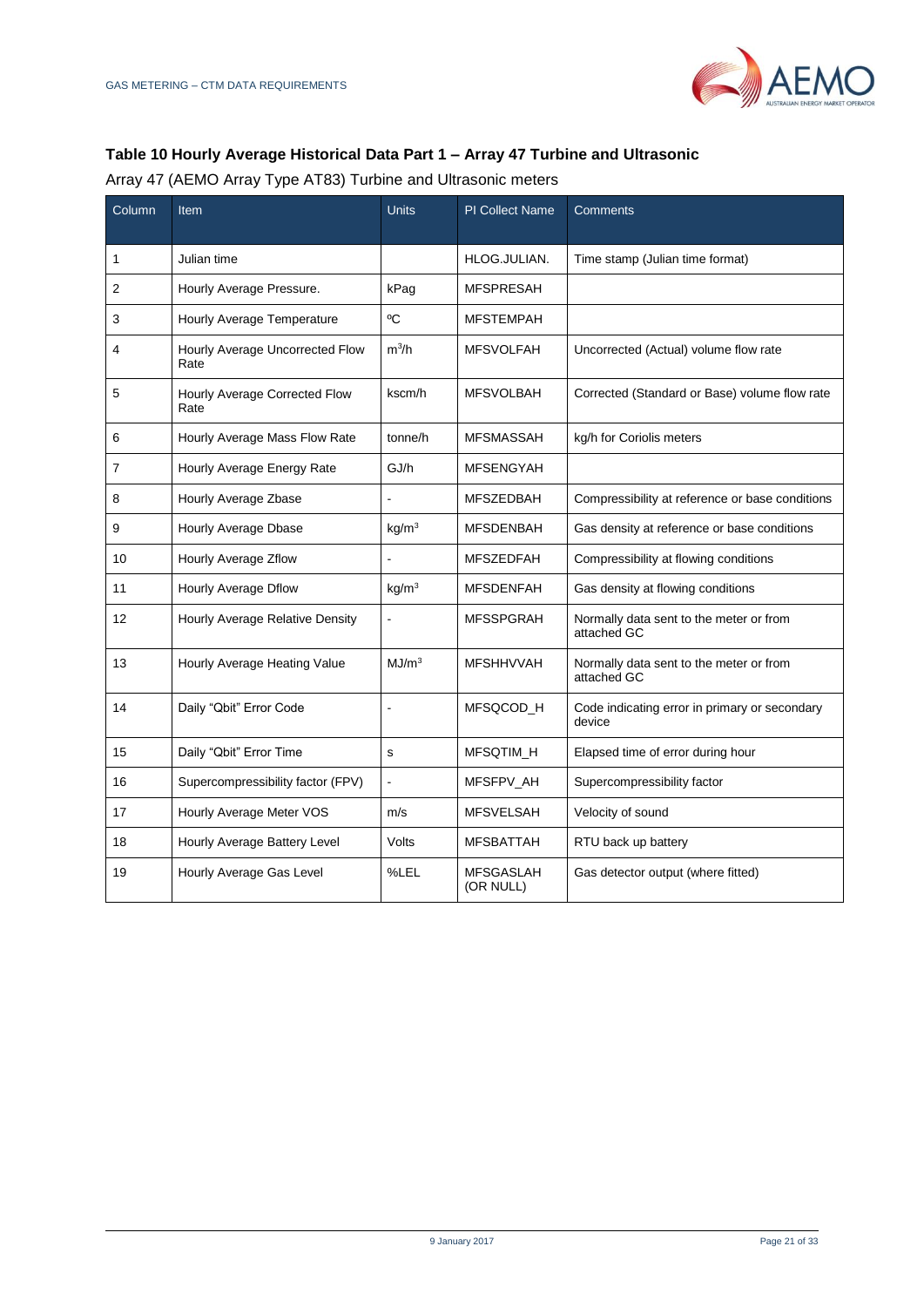### Table 10 Hourly Average Historical Data Part 1 – Array 47 Turbine and Ultrasonic

Array 47 (AEMO Array Type AT83) Turbine and Ultrasonic meters

| Column | Item | Units | PI Collect Name | Comments |
|---|---|---|---|---|
| 1 | Julian time | | HLOG.JULIAN. | Time stamp (Julian time format) |
| 2 | Hourly Average Pressure. | kPag | MFSPRESAH | |
| 3 | Hourly Average Temperature | ºC | MFSTEMPAH | |
| 4 | Hourly Average Uncorrected Flow Rate | $m^3$/h | MFSVOLFAH | Uncorrected (Actual) volume flow rate |
| 5 | Hourly Average Corrected Flow Rate | kscm/h | MFSVOLBAH | Corrected (Standard or Base) volume flow rate |
| 6 | Hourly Average Mass Flow Rate | tonne/h | MFSMASSAH | kg/h for Coriolis meters |
| 7 | Hourly Average Energy Rate | GJ/h | MFSENGYAH | |
| 8 | Hourly Average Zbase | - | MFSZEDBAH | Compressibility at reference or base conditions |
| 9 | Hourly Average Dbase | kg/$m^3$ | MFSDENBAH | Gas density at reference or base conditions |
| 10 | Hourly Average Zflow | - | MFSZEDFAH | Compressibility at flowing conditions |
| 11 | Hourly Average Dflow | kg/$m^3$ | MFSDENFAH | Gas density at flowing conditions |
| 12 | Hourly Average Relative Density | - | MFSSPGRAH | Normally data sent to the meter or from attached GC |
| 13 | Hourly Average Heating Value | MJ/$m^3$ | MFSHHVVAH | Normally data sent to the meter or from attached GC |
| 14 | Daily "Qbit" Error Code | - | MFSQCOD_H | Code indicating error in primary or secondary device |
| 15 | Daily "Qbit" Error Time | s | MFSQTIM_H | Elapsed time of error during hour |
| 16 | Supercompressibility factor (FPV) | - | MFSFPV_AH | Supercompressibility factor |
| 17 | Hourly Average Meter VOS | m/s | MFSVELSAH | Velocity of sound |
| 18 | Hourly Average Battery Level | Volts | MFSBATTAH | RTU back up battery |
| 19 | Hourly Average Gas Level | %LEL | MFSGASLAH (OR NULL) | Gas detector output (where fitted) |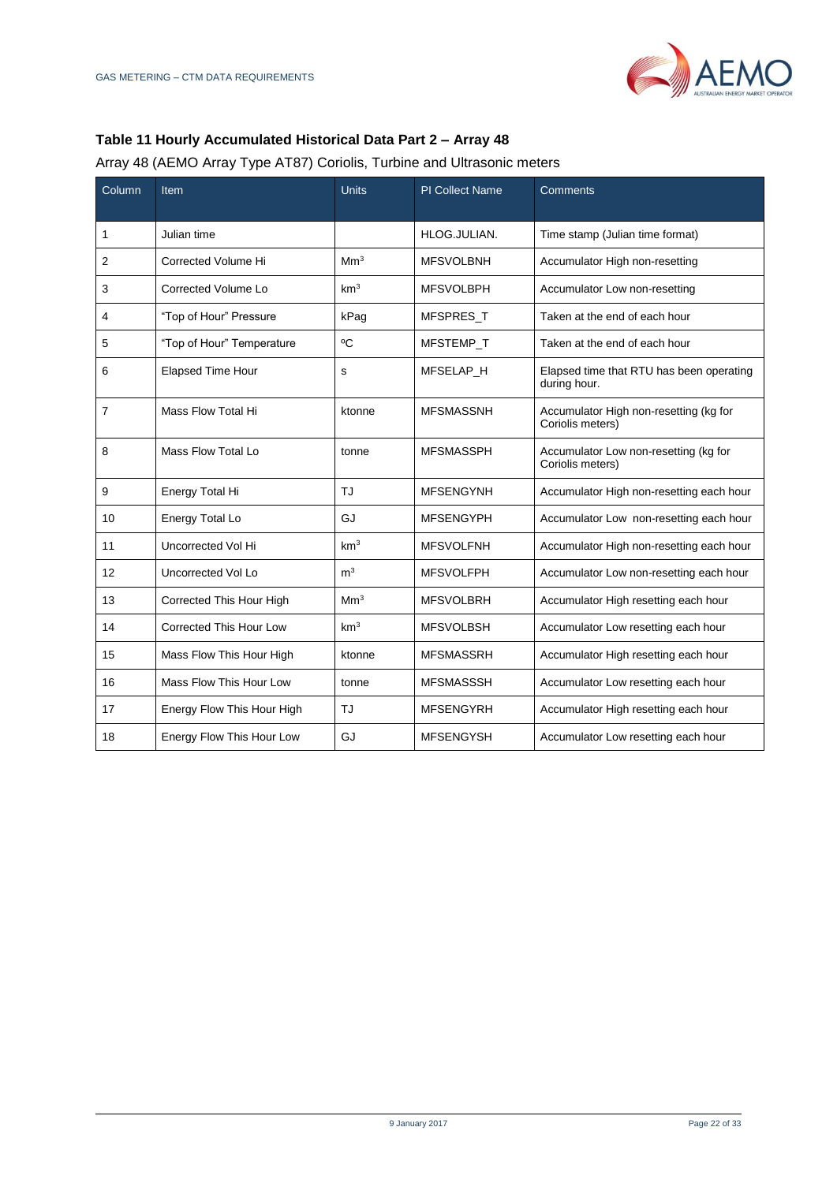### Table 11 Hourly Accumulated Historical Data Part 2 – Array 48

Array 48 (AEMO Array Type AT87) Coriolis, Turbine and Ultrasonic meters

| Column | Item | Units | PI Collect Name | Comments |
|---|---|---|---|---|
| 1 | Julian time | | HLOG.JULIAN. | Time stamp (Julian time format) |
| 2 | Corrected Volume Hi | $Mm^3$ | MFSVOLBNH | Accumulator High non-resetting |
| 3 | Corrected Volume Lo | $km^3$ | MFSVOLBPH | Accumulator Low non-resetting |
| 4 | "Top of Hour" Pressure | kPag | MFSPRES_T | Taken at the end of each hour |
| 5 | "Top of Hour" Temperature | ºC | MFSTEMP_T | Taken at the end of each hour |
| 6 | Elapsed Time Hour | s | MFSELAP_H | Elapsed time that RTU has been operating during hour. |
| 7 | Mass Flow Total Hi | ktonne | MFSMASSNH | Accumulator High non-resetting (kg for Coriolis meters) |
| 8 | Mass Flow Total Lo | tonne | MFSMASSPH | Accumulator Low non-resetting (kg for Coriolis meters) |
| 9 | Energy Total Hi | TJ | MFSENGYNH | Accumulator High non-resetting each hour |
| 10 | Energy Total Lo | GJ | MFSENGYPH | Accumulator Low non-resetting each hour |
| 11 | Uncorrected Vol Hi | $km^3$ | MFSVOLFNH | Accumulator High non-resetting each hour |
| 12 | Uncorrected Vol Lo | $m^3$ | MFSVOLFPH | Accumulator Low non-resetting each hour |
| 13 | Corrected This Hour High | $Mm^3$ | MFSVOLBRH | Accumulator High resetting each hour |
| 14 | Corrected This Hour Low | $km^3$ | MFSVOLBSH | Accumulator Low resetting each hour |
| 15 | Mass Flow This Hour High | ktonne | MFSMASSRH | Accumulator High resetting each hour |
| 16 | Mass Flow This Hour Low | tonne | MFSMASSSH | Accumulator Low resetting each hour |
| 17 | Energy Flow This Hour High | TJ | MFSENGYRH | Accumulator High resetting each hour |
| 18 | Energy Flow This Hour Low | GJ | MFSENGYSH | Accumulator Low resetting each hour |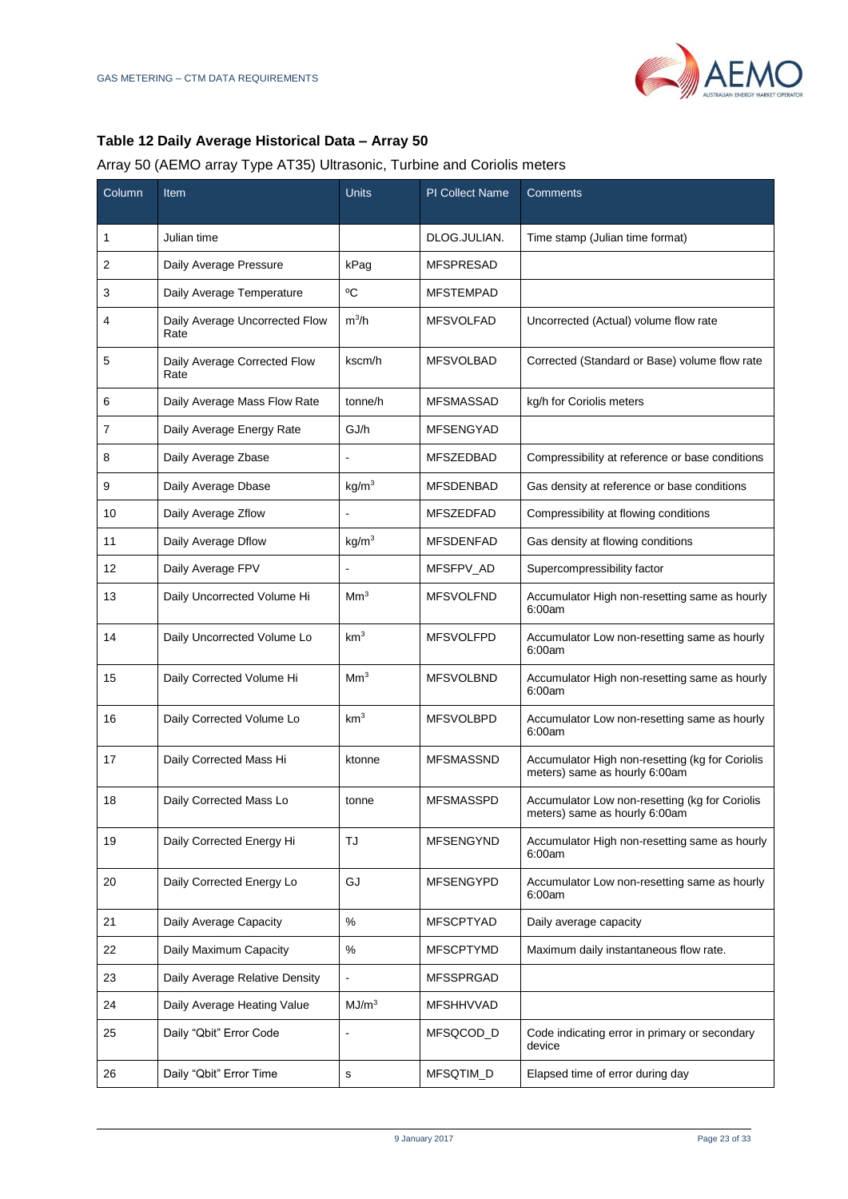### Table 12 Daily Average Historical Data – Array 50

Array 50 (AEMO array Type AT35) Ultrasonic, Turbine and Coriolis meters

| Column | Item | Units | PI Collect Name | Comments |
|---|---|---|---|---|
| 1 | Julian time | | DLOG.JULIAN. | Time stamp (Julian time format) |
| 2 | Daily Average Pressure | kPag | MFSPRESAD | |
| 3 | Daily Average Temperature | ºC | MFSTEMPAD | |
| 4 | Daily Average Uncorrected Flow Rate | $m^3$/h | MFSVOLFAD | Uncorrected (Actual) volume flow rate |
| 5 | Daily Average Corrected Flow Rate | kscm/h | MFSVOLBAD | Corrected (Standard or Base) volume flow rate |
| 6 | Daily Average Mass Flow Rate | tonne/h | MFSMASSAD | kg/h for Coriolis meters |
| 7 | Daily Average Energy Rate | GJ/h | MFSENGYAD | |
| 8 | Daily Average Zbase | - | MFSZEDBAD | Compressibility at reference or base conditions |
| 9 | Daily Average Dbase | kg/$m^3$ | MFSDENBAD | Gas density at reference or base conditions |
| 10 | Daily Average Zflow | - | MFSZEDFAD | Compressibility at flowing conditions |
| 11 | Daily Average Dflow | kg/$m^3$ | MFSDENFAD | Gas density at flowing conditions |
| 12 | Daily Average FPV | - | MFSFPV_AD | Supercompressibility factor |
| 13 | Daily Uncorrected Volume Hi | $Mm^3$ | MFSVOLFND | Accumulator High non-resetting same as hourly 6:00am |
| 14 | Daily Uncorrected Volume Lo | $km^3$ | MFSVOLFPD | Accumulator Low non-resetting same as hourly 6:00am |
| 15 | Daily Corrected Volume Hi | $Mm^3$ | MFSVOLBND | Accumulator High non-resetting same as hourly 6:00am |
| 16 | Daily Corrected Volume Lo | $km^3$ | MFSVOLBPD | Accumulator Low non-resetting same as hourly 6:00am |
| 17 | Daily Corrected Mass Hi | ktonne | MFSMASSND | Accumulator High non-resetting (kg for Coriolis meters) same as hourly 6:00am |
| 18 | Daily Corrected Mass Lo | tonne | MFSMASSPD | Accumulator Low non-resetting (kg for Coriolis meters) same as hourly 6:00am |
| 19 | Daily Corrected Energy Hi | TJ | MFSENGYND | Accumulator High non-resetting same as hourly 6:00am |
| 20 | Daily Corrected Energy Lo | GJ | MFSENGYPD | Accumulator Low non-resetting same as hourly 6:00am |
| 21 | Daily Average Capacity | % | MFSCPTYAD | Daily average capacity |
| 22 | Daily Maximum Capacity | % | MFSCPTYMD | Maximum daily instantaneous flow rate. |
| 23 | Daily Average Relative Density | - | MFSSPRGAD | |
| 24 | Daily Average Heating Value | MJ/$m^3$ | MFSHHVVAD | |
| 25 | Daily "Qbit" Error Code | - | MFSQCOD_D | Code indicating error in primary or secondary device |
| 26 | Daily "Qbit" Error Time | s | MFSQTIM_D | Elapsed time of error during day |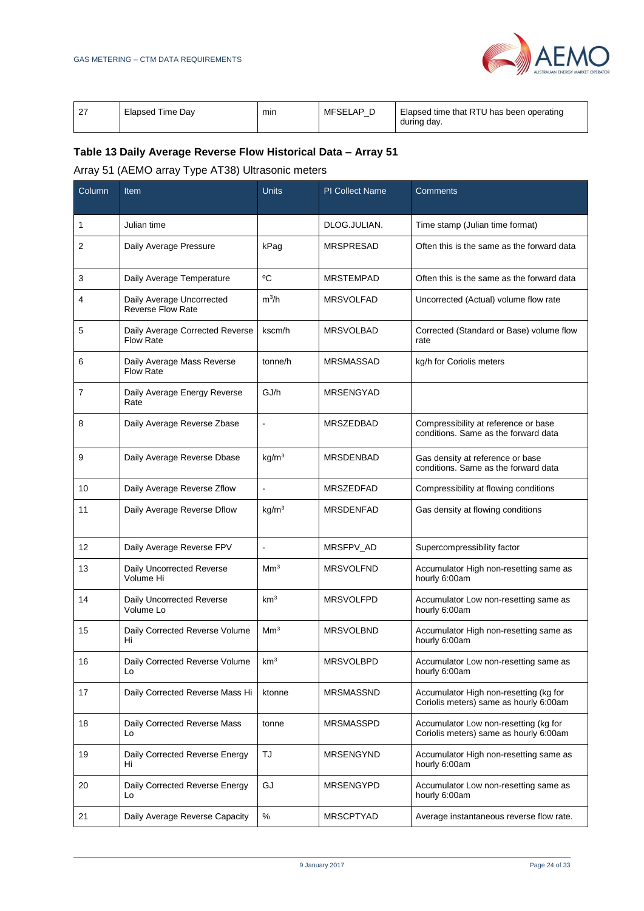| 27 | Elapsed Time Day | min | MFSELAP_D | Elapsed time that RTU has been operating during day. |
|---|---|---|---|---|

## Table 13 Daily Average Reverse Flow Historical Data – Array 51

Array 51 (AEMO array Type AT38) Ultrasonic meters

| Column | Item | Units | PI Collect Name | Comments |
|---|---|---|---|---|
| 1 | Julian time | | DLOG.JULIAN. | Time stamp (Julian time format) |
| 2 | Daily Average Pressure | kPag | MRSPRESAD | Often this is the same as the forward data |
| 3 | Daily Average Temperature | ºC | MRSTEMPAD | Often this is the same as the forward data |
| 4 | Daily Average Uncorrected Reverse Flow Rate | $m^3/h$ | MRSVOLFAD | Uncorrected (Actual) volume flow rate |
| 5 | Daily Average Corrected Reverse Flow Rate | kscm/h | MRSVOLBAD | Corrected (Standard or Base) volume flow rate |
| 6 | Daily Average Mass Reverse Flow Rate | tonne/h | MRSMASSAD | kg/h for Coriolis meters |
| 7 | Daily Average Energy Reverse Rate | GJ/h | MRSENGYAD | |
| 8 | Daily Average Reverse Zbase | - | MRSZEDBAD | Compressibility at reference or base conditions. Same as the forward data |
| 9 | Daily Average Reverse Dbase | $kg/m^3$ | MRSDENBAD | Gas density at reference or base conditions. Same as the forward data |
| 10 | Daily Average Reverse Zflow | - | MRSZEDFAD | Compressibility at flowing conditions |
| 11 | Daily Average Reverse Dflow | $kg/m^3$ | MRSDENFAD | Gas density at flowing conditions |
| 12 | Daily Average Reverse FPV | - | MRSFPV_AD | Supercompressibility factor |
| 13 | Daily Uncorrected Reverse Volume Hi | $Mm^3$ | MRSVOLFND | Accumulator High non-resetting same as hourly 6:00am |
| 14 | Daily Uncorrected Reverse Volume Lo | $km^3$ | MRSVOLFPD | Accumulator Low non-resetting same as hourly 6:00am |
| 15 | Daily Corrected Reverse Volume Hi | $Mm^3$ | MRSVOLBND | Accumulator High non-resetting same as hourly 6:00am |
| 16 | Daily Corrected Reverse Volume Lo | $km^3$ | MRSVOLBPD | Accumulator Low non-resetting same as hourly 6:00am |
| 17 | Daily Corrected Reverse Mass Hi | ktonne | MRSMASSND | Accumulator High non-resetting (kg for Coriolis meters) same as hourly 6:00am |
| 18 | Daily Corrected Reverse Mass Lo | tonne | MRSMASSPD | Accumulator Low non-resetting (kg for Coriolis meters) same as hourly 6:00am |
| 19 | Daily Corrected Reverse Energy Hi | TJ | MRSENGYND | Accumulator High non-resetting same as hourly 6:00am |
| 20 | Daily Corrected Reverse Energy Lo | GJ | MRSENGYPD | Accumulator Low non-resetting same as hourly 6:00am |
| 21 | Daily Average Reverse Capacity | % | MRSCPTYAD | Average instantaneous reverse flow rate. |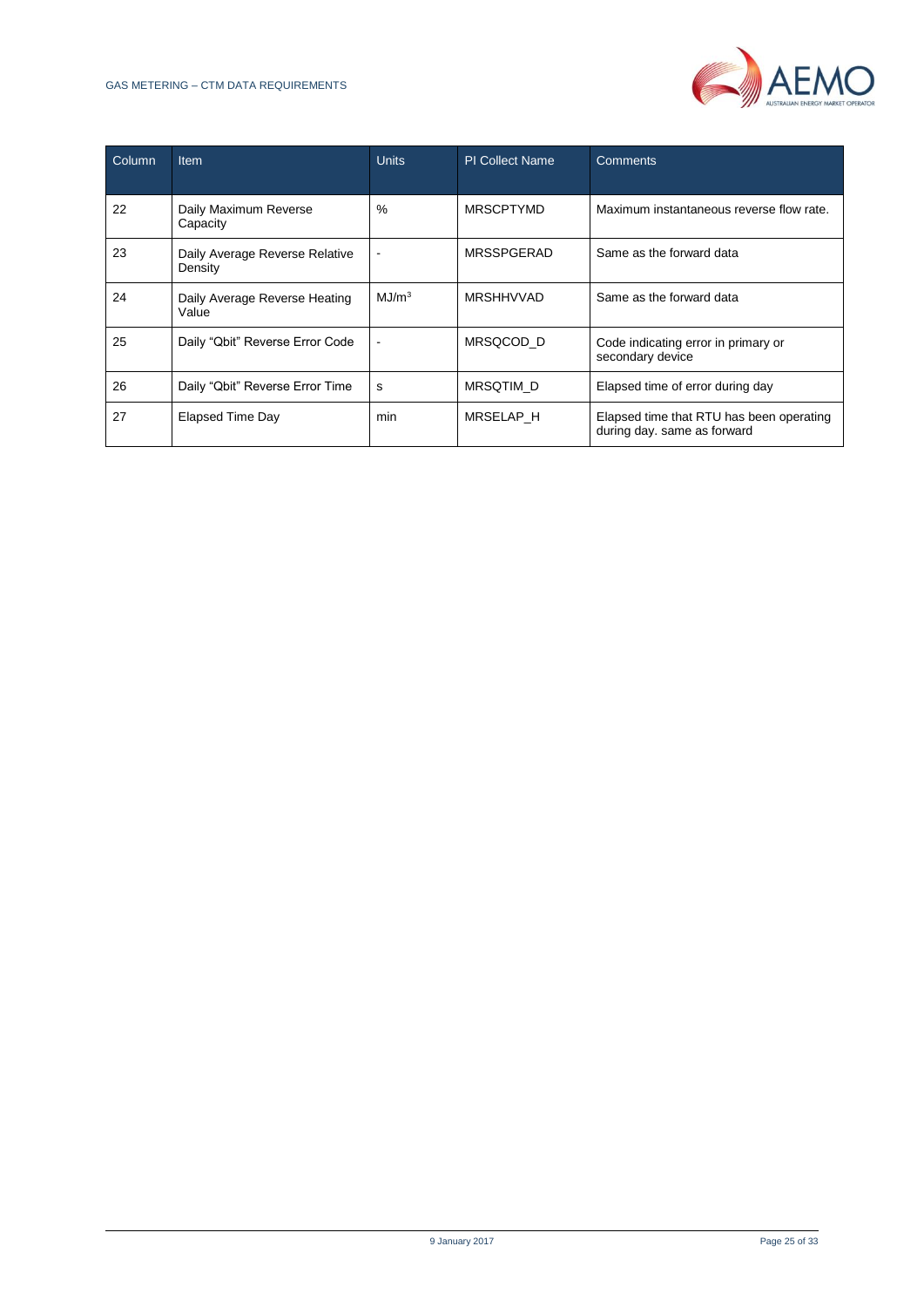| Column | Item | Units | PI Collect Name | Comments |
|---|---|---|---|---|
| 22 | Daily Maximum Reverse Capacity | % | MRSCPTYMD | Maximum instantaneous reverse flow rate. |
| 23 | Daily Average Reverse Relative Density | - | MRSSPGERAD | Same as the forward data |
| 24 | Daily Average Reverse Heating Value | $MJ/m^3$ | MRSHHVVAD | Same as the forward data |
| 25 | Daily "Qbit" Reverse Error Code | - | MRSQCOD_D | Code indicating error in primary or secondary device |
| 26 | Daily "Qbit" Reverse Error Time | s | MRSQTIM_D | Elapsed time of error during day |
| 27 | Elapsed Time Day | min | MRSELAP_H | Elapsed time that RTU has been operating during day. same as forward |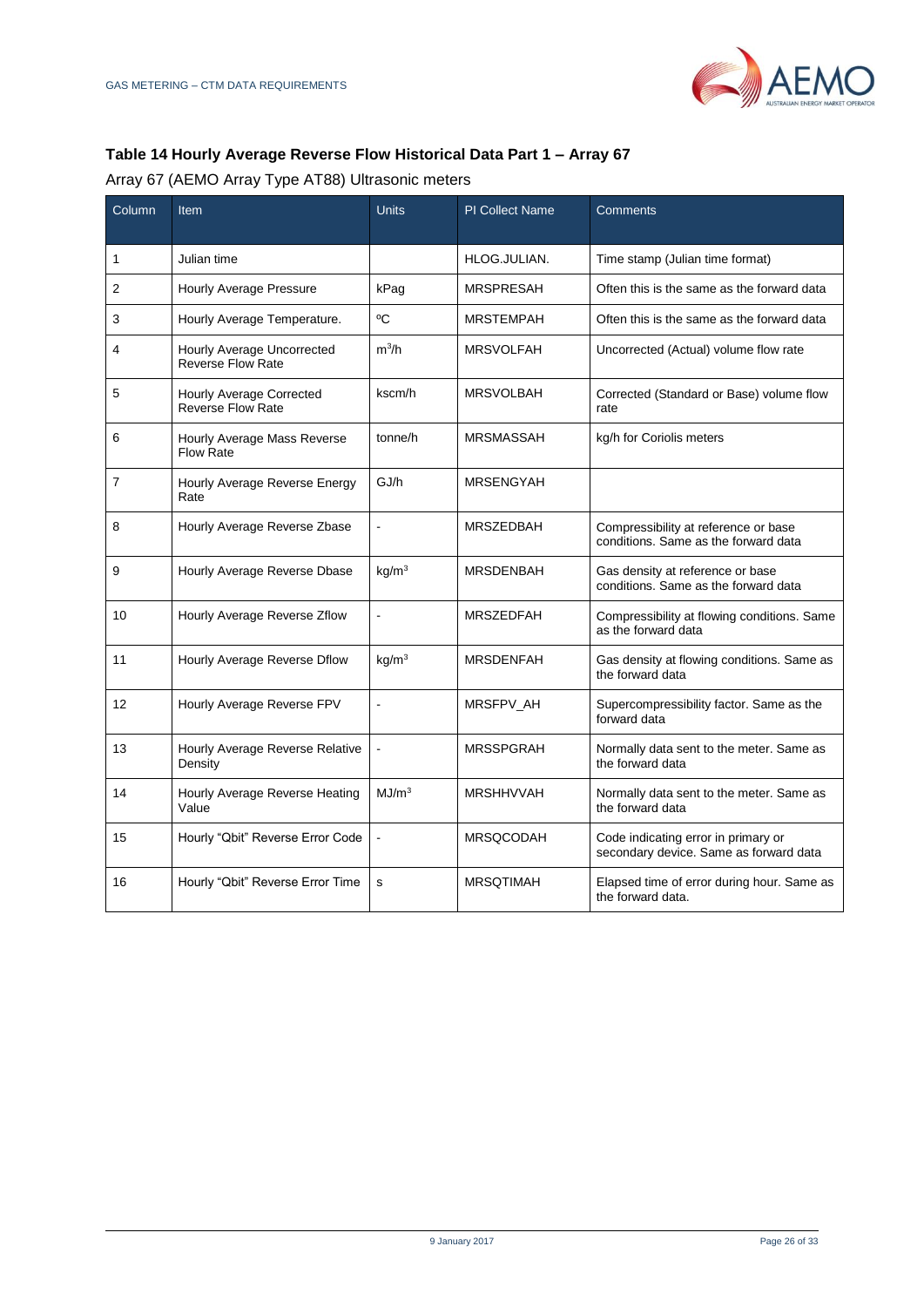### Table 14 Hourly Average Reverse Flow Historical Data Part 1 – Array 67

Array 67 (AEMO Array Type AT88) Ultrasonic meters

| Column | Item | Units | PI Collect Name | Comments |
|---|---|---|---|---|
| 1 | Julian time | | HLOG.JULIAN. | Time stamp (Julian time format) |
| 2 | Hourly Average Pressure | kPag | MRSPRESAH | Often this is the same as the forward data |
| 3 | Hourly Average Temperature. | ºC | MRSTEMPAH | Often this is the same as the forward data |
| 4 | Hourly Average Uncorrected Reverse Flow Rate | $m^3/h$ | MRSVOLFAH | Uncorrected (Actual) volume flow rate |
| 5 | Hourly Average Corrected Reverse Flow Rate | kscm/h | MRSVOLBAH | Corrected (Standard or Base) volume flow rate |
| 6 | Hourly Average Mass Reverse Flow Rate | tonne/h | MRSMASSAH | kg/h for Coriolis meters |
| 7 | Hourly Average Reverse Energy Rate | GJ/h | MRSENGYAH | |
| 8 | Hourly Average Reverse Zbase | - | MRSZEDBAH | Compressibility at reference or base conditions. Same as the forward data |
| 9 | Hourly Average Reverse Dbase | $kg/m^3$ | MRSDENBAH | Gas density at reference or base conditions. Same as the forward data |
| 10 | Hourly Average Reverse Zflow | - | MRSZEDFAH | Compressibility at flowing conditions. Same as the forward data |
| 11 | Hourly Average Reverse Dflow | $kg/m^3$ | MRSDENFAH | Gas density at flowing conditions. Same as the forward data |
| 12 | Hourly Average Reverse FPV | - | MRSFPV_AH | Supercompressibility factor. Same as the forward data |
| 13 | Hourly Average Reverse Relative Density | - | MRSSPGRAH | Normally data sent to the meter. Same as the forward data |
| 14 | Hourly Average Reverse Heating Value | $MJ/m^3$ | MRSHHVVAH | Normally data sent to the meter. Same as the forward data |
| 15 | Hourly "Qbit" Reverse Error Code | - | MRSQCODAH | Code indicating error in primary or secondary device. Same as forward data |
| 16 | Hourly "Qbit" Reverse Error Time | s | MRSQTIMAH | Elapsed time of error during hour. Same as the forward data. |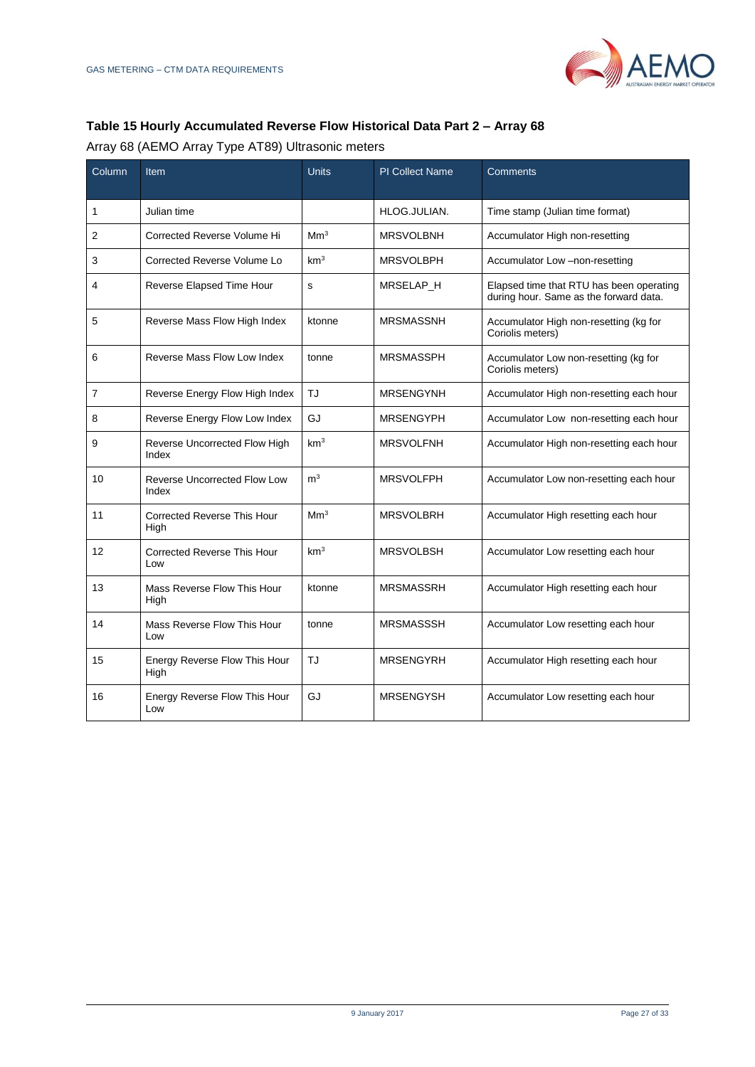### Table 15 Hourly Accumulated Reverse Flow Historical Data Part 2 – Array 68

Array 68 (AEMO Array Type AT89) Ultrasonic meters

| Column | Item | Units | PI Collect Name | Comments |
|---|---|---|---|---|
| 1 | Julian time | | HLOG.JULIAN. | Time stamp (Julian time format) |
| 2 | Corrected Reverse Volume Hi | $Mm^3$ | MRSVOLBNH | Accumulator High non-resetting |
| 3 | Corrected Reverse Volume Lo | $km^3$ | MRSVOLBPH | Accumulator Low –non-resetting |
| 4 | Reverse Elapsed Time Hour | s | MRSELAP_H | Elapsed time that RTU has been operating during hour. Same as the forward data. |
| 5 | Reverse Mass Flow High Index | ktonne | MRSMASSNH | Accumulator High non-resetting (kg for Coriolis meters) |
| 6 | Reverse Mass Flow Low Index | tonne | MRSMASSPH | Accumulator Low non-resetting (kg for Coriolis meters) |
| 7 | Reverse Energy Flow High Index | TJ | MRSENGYNH | Accumulator High non-resetting each hour |
| 8 | Reverse Energy Flow Low Index | GJ | MRSENGYPH | Accumulator Low non-resetting each hour |
| 9 | Reverse Uncorrected Flow High Index | $km^3$ | MRSVOLFNH | Accumulator High non-resetting each hour |
| 10 | Reverse Uncorrected Flow Low Index | $m^3$ | MRSVOLFPH | Accumulator Low non-resetting each hour |
| 11 | Corrected Reverse This Hour High | $Mm^3$ | MRSVOLBRH | Accumulator High resetting each hour |
| 12 | Corrected Reverse This Hour Low | $km^3$ | MRSVOLBSH | Accumulator Low resetting each hour |
| 13 | Mass Reverse Flow This Hour High | ktonne | MRSMASSRH | Accumulator High resetting each hour |
| 14 | Mass Reverse Flow This Hour Low | tonne | MRSMASSSH | Accumulator Low resetting each hour |
| 15 | Energy Reverse Flow This Hour High | TJ | MRSENGYRH | Accumulator High resetting each hour |
| 16 | Energy Reverse Flow This Hour Low | GJ | MRSENGYSH | Accumulator Low resetting each hour |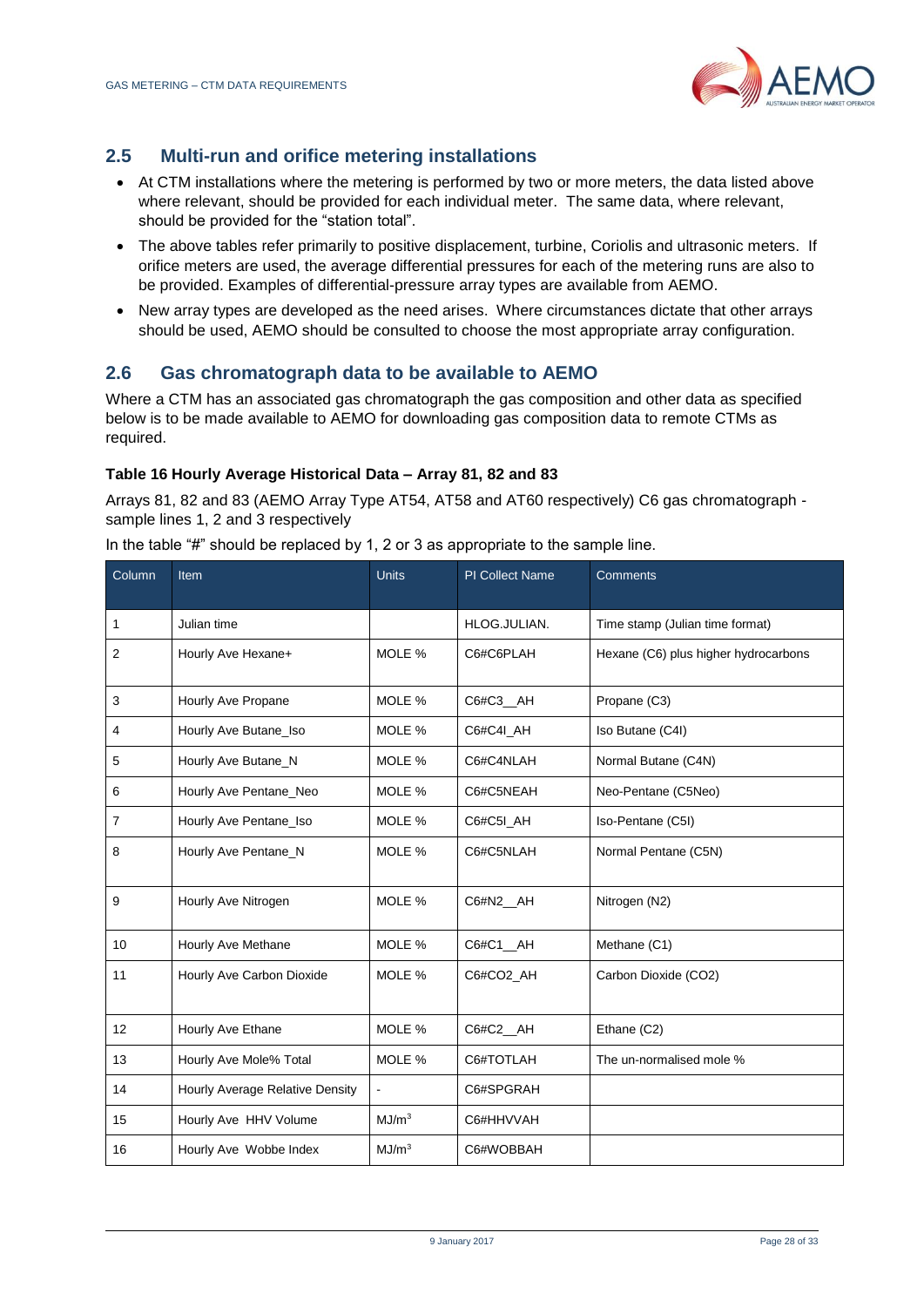## 2.5 Multi-run and orifice metering installations

- At CTM installations where the metering is performed by two or more meters, the data listed above where relevant, should be provided for each individual meter. The same data, where relevant, should be provided for the "station total".
- The above tables refer primarily to positive displacement, turbine, Coriolis and ultrasonic meters. If orifice meters are used, the average differential pressures for each of the metering runs are also to be provided. Examples of differential-pressure array types are available from AEMO.
- New array types are developed as the need arises. Where circumstances dictate that other arrays should be used, AEMO should be consulted to choose the most appropriate array configuration.

## 2.6 Gas chromatograph data to be available to AEMO

Where a CTM has an associated gas chromatograph the gas composition and other data as specified below is to be made available to AEMO for downloading gas composition data to remote CTMs as required.

**Table 16 Hourly Average Historical Data – Array 81, 82 and 83**

Arrays 81, 82 and 83 (AEMO Array Type AT54, AT58 and AT60 respectively) C6 gas chromatograph - sample lines 1, 2 and 3 respectively

In the table "#" should be replaced by 1, 2 or 3 as appropriate to the sample line.

| Column | Item | Units | PI Collect Name | Comments |
|---|---|---|---|---|
| 1 | Julian time | | HLOG.JULIAN. | Time stamp (Julian time format) |
| 2 | Hourly Ave Hexane+ | MOLE % | C6#C6PLAH | Hexane (C6) plus higher hydrocarbons |
| 3 | Hourly Ave Propane | MOLE % | C6#C3__AH | Propane (C3) |
| 4 | Hourly Ave Butane_Iso | MOLE % | C6#C4I_AH | Iso Butane (C4I) |
| 5 | Hourly Ave Butane_N | MOLE % | C6#C4NLAH | Normal Butane (C4N) |
| 6 | Hourly Ave Pentane_Neo | MOLE % | C6#C5NEAH | Neo-Pentane (C5Neo) |
| 7 | Hourly Ave Pentane_Iso | MOLE % | C6#C5I_AH | Iso-Pentane (C5I) |
| 8 | Hourly Ave Pentane_N | MOLE % | C6#C5NLAH | Normal Pentane (C5N) |
| 9 | Hourly Ave Nitrogen | MOLE % | C6#N2__AH | Nitrogen (N2) |
| 10 | Hourly Ave Methane | MOLE % | C6#C1__AH | Methane (C1) |
| 11 | Hourly Ave Carbon Dioxide | MOLE % | C6#CO2_AH | Carbon Dioxide (CO2) |
| 12 | Hourly Ave Ethane | MOLE % | C6#C2__AH | Ethane (C2) |
| 13 | Hourly Ave Mole% Total | MOLE % | C6#TOTLAH | The un-normalised mole % |
| 14 | Hourly Average Relative Density | - | C6#SPGRAH | |
| 15 | Hourly Ave HHV Volume | $MJ/m^3$ | C6#HHVVAH | |
| 16 | Hourly Ave Wobbe Index | $MJ/m^3$ | C6#WOBBAH | |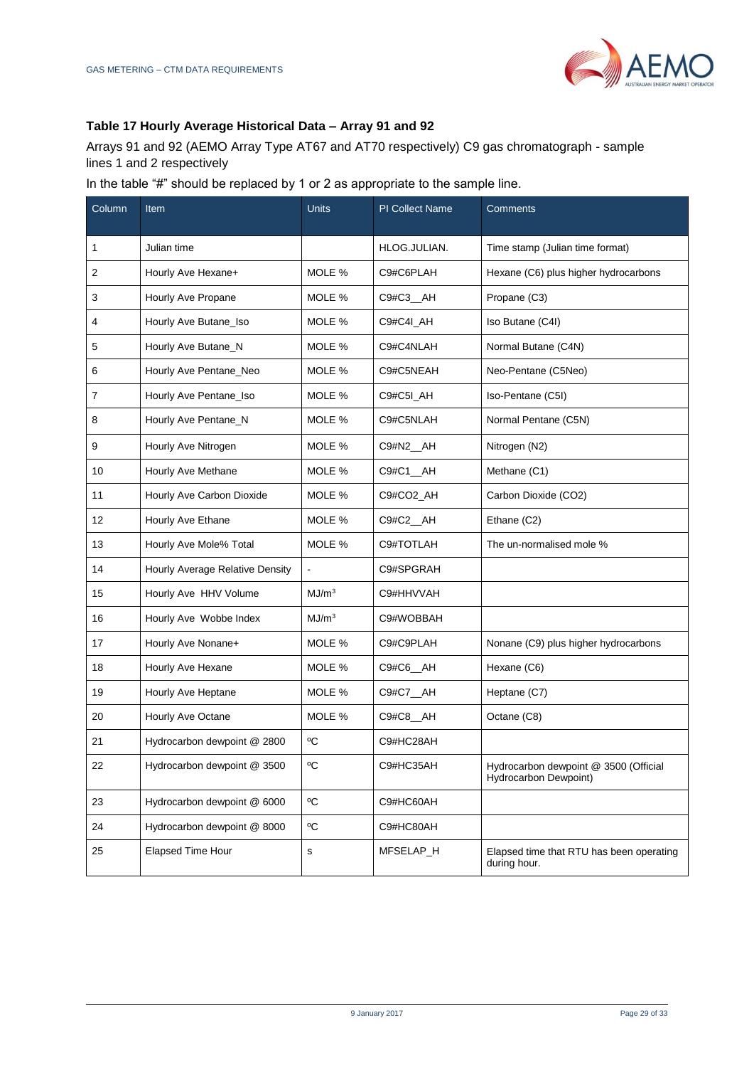### Table 17 Hourly Average Historical Data – Array 91 and 92

Arrays 91 and 92 (AEMO Array Type AT67 and AT70 respectively) C9 gas chromatograph - sample lines 1 and 2 respectively

In the table "#" should be replaced by 1 or 2 as appropriate to the sample line.

| Column | Item | Units | PI Collect Name | Comments |
|---|---|---|---|---|
| 1 | Julian time | | HLOG.JULIAN. | Time stamp (Julian time format) |
| 2 | Hourly Ave Hexane+ | MOLE % | C9#C6PLAH | Hexane (C6) plus higher hydrocarbons |
| 3 | Hourly Ave Propane | MOLE % | C9#C3__AH | Propane (C3) |
| 4 | Hourly Ave Butane_Iso | MOLE % | C9#C4I_AH | Iso Butane (C4I) |
| 5 | Hourly Ave Butane_N | MOLE % | C9#C4NLAH | Normal Butane (C4N) |
| 6 | Hourly Ave Pentane_Neo | MOLE % | C9#C5NEAH | Neo-Pentane (C5Neo) |
| 7 | Hourly Ave Pentane_Iso | MOLE % | C9#C5I_AH | Iso-Pentane (C5I) |
| 8 | Hourly Ave Pentane_N | MOLE % | C9#C5NLAH | Normal Pentane (C5N) |
| 9 | Hourly Ave Nitrogen | MOLE % | C9#N2__AH | Nitrogen ($N_2$) |
| 10 | Hourly Ave Methane | MOLE % | C9#C1__AH | Methane (C1) |
| 11 | Hourly Ave Carbon Dioxide | MOLE % | C9#CO2_AH | Carbon Dioxide ($CO_2$) |
| 12 | Hourly Ave Ethane | MOLE % | C9#C2__AH | Ethane (C2) |
| 13 | Hourly Ave Mole% Total | MOLE % | C9#TOTLAH | The un-normalised mole % |
| 14 | Hourly Average Relative Density | - | C9#SPGRAH | |
| 15 | Hourly Ave HHV Volume | $MJ/m^3$ | C9#HHVVAH | |
| 16 | Hourly Ave Wobbe Index | $MJ/m^3$ | C9#WOBBAH | |
| 17 | Hourly Ave Nonane+ | MOLE % | C9#C9PLAH | Nonane (C9) plus higher hydrocarbons |
| 18 | Hourly Ave Hexane | MOLE % | C9#C6__AH | Hexane (C6) |
| 19 | Hourly Ave Heptane | MOLE % | C9#C7__AH | Heptane (C7) |
| 20 | Hourly Ave Octane | MOLE % | C9#C8__AH | Octane (C8) |
| 21 | Hydrocarbon dewpoint @ 2800 | ºC | C9#HC28AH | |
| 22 | Hydrocarbon dewpoint @ 3500 | ºC | C9#HC35AH | Hydrocarbon dewpoint @ 3500 (Official Hydrocarbon Dewpoint) |
| 23 | Hydrocarbon dewpoint @ 6000 | ºC | C9#HC60AH | |
| 24 | Hydrocarbon dewpoint @ 8000 | ºC | C9#HC80AH | |
| 25 | Elapsed Time Hour | s | MFSELAP_H | Elapsed time that RTU has been operating during hour. |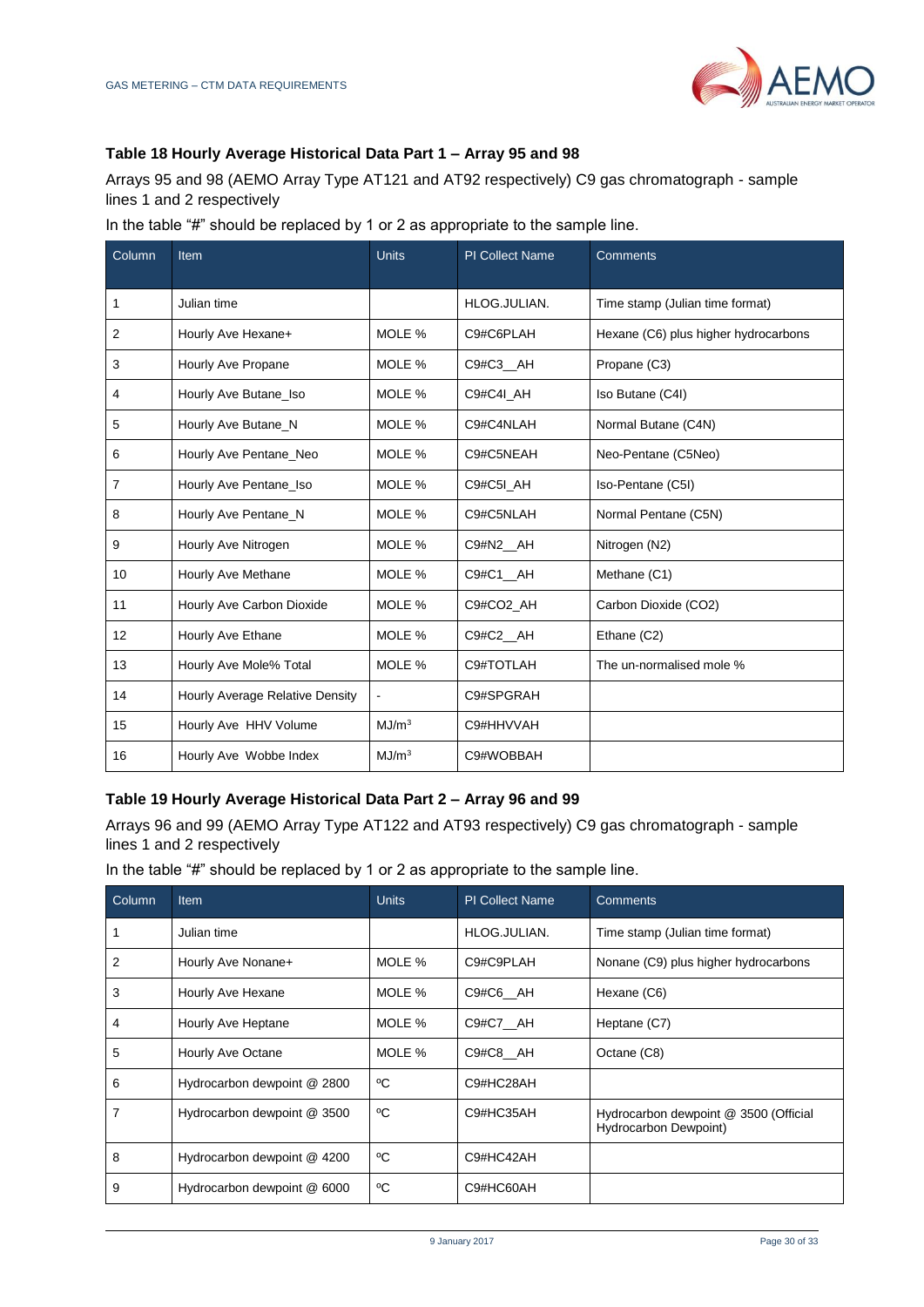### Table 18 Hourly Average Historical Data Part 1 – Array 95 and 98

Arrays 95 and 98 (AEMO Array Type AT121 and AT92 respectively) C9 gas chromatograph - sample lines 1 and 2 respectively

In the table "#" should be replaced by 1 or 2 as appropriate to the sample line.

| Column | Item | Units | PI Collect Name | Comments |
|---|---|---|---|---|
| 1 | Julian time | | HLOG.JULIAN. | Time stamp (Julian time format) |
| 2 | Hourly Ave Hexane+ | MOLE % | C9#C6PLAH | Hexane (C6) plus higher hydrocarbons |
| 3 | Hourly Ave Propane | MOLE % | C9#C3__AH | Propane (C3) |
| 4 | Hourly Ave Butane_Iso | MOLE % | C9#C4I_AH | Iso Butane (C4I) |
| 5 | Hourly Ave Butane_N | MOLE % | C9#C4NLAH | Normal Butane (C4N) |
| 6 | Hourly Ave Pentane_Neo | MOLE % | C9#C5NEAH | Neo-Pentane (C5Neo) |
| 7 | Hourly Ave Pentane_Iso | MOLE % | C9#C5I_AH | Iso-Pentane (C5I) |
| 8 | Hourly Ave Pentane_N | MOLE % | C9#C5NLAH | Normal Pentane (C5N) |
| 9 | Hourly Ave Nitrogen | MOLE % | C9#N2__AH | Nitrogen (N2) |
| 10 | Hourly Ave Methane | MOLE % | C9#C1__AH | Methane (C1) |
| 11 | Hourly Ave Carbon Dioxide | MOLE % | C9#CO2_AH | Carbon Dioxide (CO2) |
| 12 | Hourly Ave Ethane | MOLE % | C9#C2__AH | Ethane (C2) |
| 13 | Hourly Ave Mole% Total | MOLE % | C9#TOTLAH | The un-normalised mole % |
| 14 | Hourly Average Relative Density | - | C9#SPGRAH | |
| 15 | Hourly Ave HHV Volume | $MJ/m^3$ | C9#HHVVAH | |
| 16 | Hourly Ave Wobbe Index | $MJ/m^3$ | C9#WOBBAH | |

### Table 19 Hourly Average Historical Data Part 2 – Array 96 and 99

Arrays 96 and 99 (AEMO Array Type AT122 and AT93 respectively) C9 gas chromatograph - sample lines 1 and 2 respectively

In the table "#" should be replaced by 1 or 2 as appropriate to the sample line.

| Column | Item | Units | PI Collect Name | Comments |
|---|---|---|---|---|
| 1 | Julian time | | HLOG.JULIAN. | Time stamp (Julian time format) |
| 2 | Hourly Ave Nonane+ | MOLE % | C9#C9PLAH | Nonane (C9) plus higher hydrocarbons |
| 3 | Hourly Ave Hexane | MOLE % | C9#C6__AH | Hexane (C6) |
| 4 | Hourly Ave Heptane | MOLE % | C9#C7__AH | Heptane (C7) |
| 5 | Hourly Ave Octane | MOLE % | C9#C8__AH | Octane (C8) |
| 6 | Hydrocarbon dewpoint @ 2800 | ºC | C9#HC28AH | |
| 7 | Hydrocarbon dewpoint @ 3500 | ºC | C9#HC35AH | Hydrocarbon dewpoint @ 3500 (Official Hydrocarbon Dewpoint) |
| 8 | Hydrocarbon dewpoint @ 4200 | ºC | C9#HC42AH | |
| 9 | Hydrocarbon dewpoint @ 6000 | ºC | C9#HC60AH | |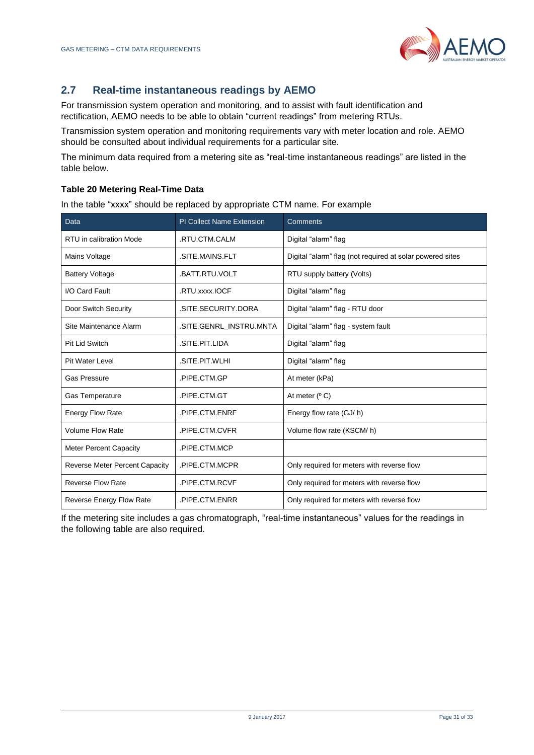## 2.7 Real-time instantaneous readings by AEMO

For transmission system operation and monitoring, and to assist with fault identification and rectification, AEMO needs to be able to obtain "current readings" from metering RTUs.

Transmission system operation and monitoring requirements vary with meter location and role. AEMO should be consulted about individual requirements for a particular site.

The minimum data required from a metering site as "real-time instantaneous readings" are listed in the table below.

**Table 20 Metering Real-Time Data**

In the table "xxxx" should be replaced by appropriate CTM name. For example

| Data | PI Collect Name Extension | Comments |
|---|---|---|
| RTU in calibration Mode | .RTU.CTM.CALM | Digital "alarm" flag |
| Mains Voltage | .SITE.MAINS.FLT | Digital "alarm" flag (not required at solar powered sites |
| Battery Voltage | .BATT.RTU.VOLT | RTU supply battery (Volts) |
| I/O Card Fault | .RTU.xxxx.IOCF | Digital "alarm" flag |
| Door Switch Security | .SITE.SECURITY.DORA | Digital "alarm" flag - RTU door |
| Site Maintenance Alarm | .SITE.GENRL_INSTRU.MNTA | Digital "alarm" flag - system fault |
| Pit Lid Switch | .SITE.PIT.LIDA | Digital "alarm" flag |
| Pit Water Level | .SITE.PIT.WLHI | Digital "alarm" flag |
| Gas Pressure | .PIPE.CTM.GP | At meter (kPa) |
| Gas Temperature | .PIPE.CTM.GT | At meter (º C) |
| Energy Flow Rate | .PIPE.CTM.ENRF | Energy flow rate (GJ/ h) |
| Volume Flow Rate | .PIPE.CTM.CVFR | Volume flow rate (KSCM/ h) |
| Meter Percent Capacity | .PIPE.CTM.MCP | |
| Reverse Meter Percent Capacity | .PIPE.CTM.MCPR | Only required for meters with reverse flow |
| Reverse Flow Rate | .PIPE.CTM.RCVF | Only required for meters with reverse flow |
| Reverse Energy Flow Rate | .PIPE.CTM.ENRR | Only required for meters with reverse flow |

If the metering site includes a gas chromatograph, "real-time instantaneous" values for the readings in the following table are also required.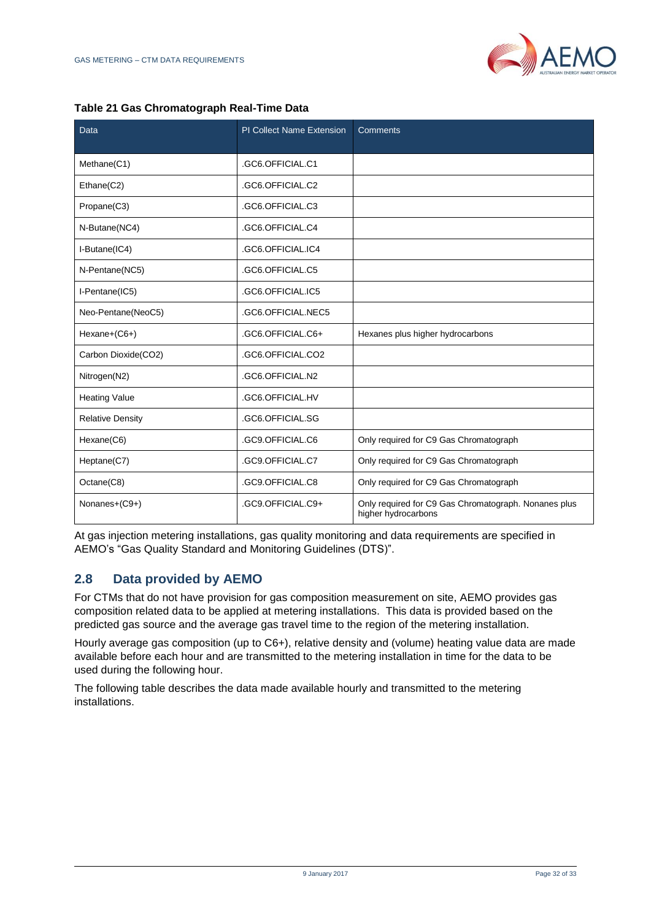**Table 21 Gas Chromatograph Real-Time Data**

| Data | PI Collect Name Extension | Comments |
| --- | --- | --- |
| Methane(C1) | .GC6.OFFICIAL.C1 | |
| Ethane(C2) | .GC6.OFFICIAL.C2 | |
| Propane(C3) | .GC6.OFFICIAL.C3 | |
| N-Butane(NC4) | .GC6.OFFICIAL.C4 | |
| I-Butane(IC4) | .GC6.OFFICIAL.IC4 | |
| N-Pentane(NC5) | .GC6.OFFICIAL.C5 | |
| I-Pentane(IC5) | .GC6.OFFICIAL.IC5 | |
| Neo-Pentane(NeoC5) | .GC6.OFFICIAL.NEC5 | |
| Hexane+(C6+) | .GC6.OFFICIAL.C6+ | Hexanes plus higher hydrocarbons |
| Carbon Dioxide(CO2) | .GC6.OFFICIAL.CO2 | |
| Nitrogen(N2) | .GC6.OFFICIAL.N2 | |
| Heating Value | .GC6.OFFICIAL.HV | |
| Relative Density | .GC6.OFFICIAL.SG | |
| Hexane(C6) | .GC9.OFFICIAL.C6 | Only required for C9 Gas Chromatograph |
| Heptane(C7) | .GC9.OFFICIAL.C7 | Only required for C9 Gas Chromatograph |
| Octane(C8) | .GC9.OFFICIAL.C8 | Only required for C9 Gas Chromatograph |
| Nonanes+(C9+) | .GC9.OFFICIAL.C9+ | Only required for C9 Gas Chromatograph. Nonanes plus higher hydrocarbons |

At gas injection metering installations, gas quality monitoring and data requirements are specified in AEMO's "Gas Quality Standard and Monitoring Guidelines (DTS)".

## 2.8 Data provided by AEMO

For CTMs that do not have provision for gas composition measurement on site, AEMO provides gas composition related data to be applied at metering installations. This data is provided based on the predicted gas source and the average gas travel time to the region of the metering installation.

Hourly average gas composition (up to C6+), relative density and (volume) heating value data are made available before each hour and are transmitted to the metering installation in time for the data to be used during the following hour.

The following table describes the data made available hourly and transmitted to the metering installations.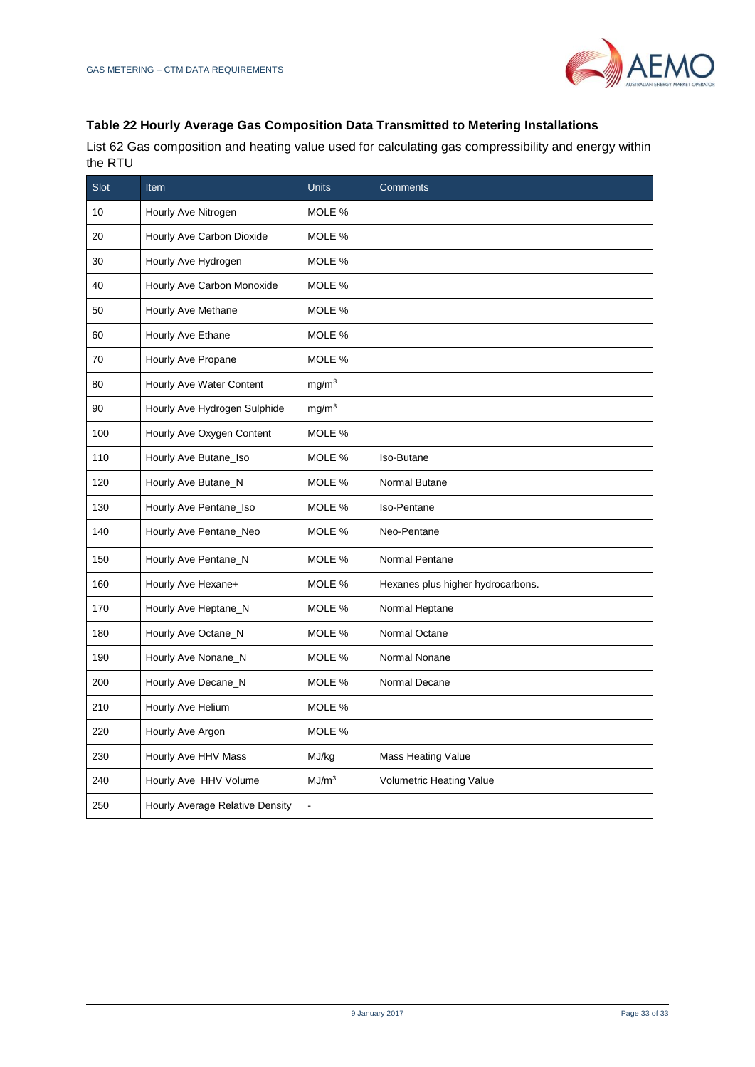### Table 22 Hourly Average Gas Composition Data Transmitted to Metering Installations

List 62 Gas composition and heating value used for calculating gas compressibility and energy within the RTU

| Slot | Item | Units | Comments |
|---|---|---|---|
| 10 | Hourly Ave Nitrogen | MOLE % | |
| 20 | Hourly Ave Carbon Dioxide | MOLE % | |
| 30 | Hourly Ave Hydrogen | MOLE % | |
| 40 | Hourly Ave Carbon Monoxide | MOLE % | |
| 50 | Hourly Ave Methane | MOLE % | |
| 60 | Hourly Ave Ethane | MOLE % | |
| 70 | Hourly Ave Propane | MOLE % | |
| 80 | Hourly Ave Water Content | $mg/m^3$ | |
| 90 | Hourly Ave Hydrogen Sulphide | $mg/m^3$ | |
| 100 | Hourly Ave Oxygen Content | MOLE % | |
| 110 | Hourly Ave Butane_Iso | MOLE % | Iso-Butane |
| 120 | Hourly Ave Butane_N | MOLE % | Normal Butane |
| 130 | Hourly Ave Pentane_Iso | MOLE % | Iso-Pentane |
| 140 | Hourly Ave Pentane_Neo | MOLE % | Neo-Pentane |
| 150 | Hourly Ave Pentane_N | MOLE % | Normal Pentane |
| 160 | Hourly Ave Hexane+ | MOLE % | Hexanes plus higher hydrocarbons. |
| 170 | Hourly Ave Heptane_N | MOLE % | Normal Heptane |
| 180 | Hourly Ave Octane_N | MOLE % | Normal Octane |
| 190 | Hourly Ave Nonane_N | MOLE % | Normal Nonane |
| 200 | Hourly Ave Decane_N | MOLE % | Normal Decane |
| 210 | Hourly Ave Helium | MOLE % | |
| 220 | Hourly Ave Argon | MOLE % | |
| 230 | Hourly Ave HHV Mass | MJ/kg | Mass Heating Value |
| 240 | Hourly Ave HHV Volume | $MJ/m^3$ | Volumetric Heating Value |
| 250 | Hourly Average Relative Density | - | |